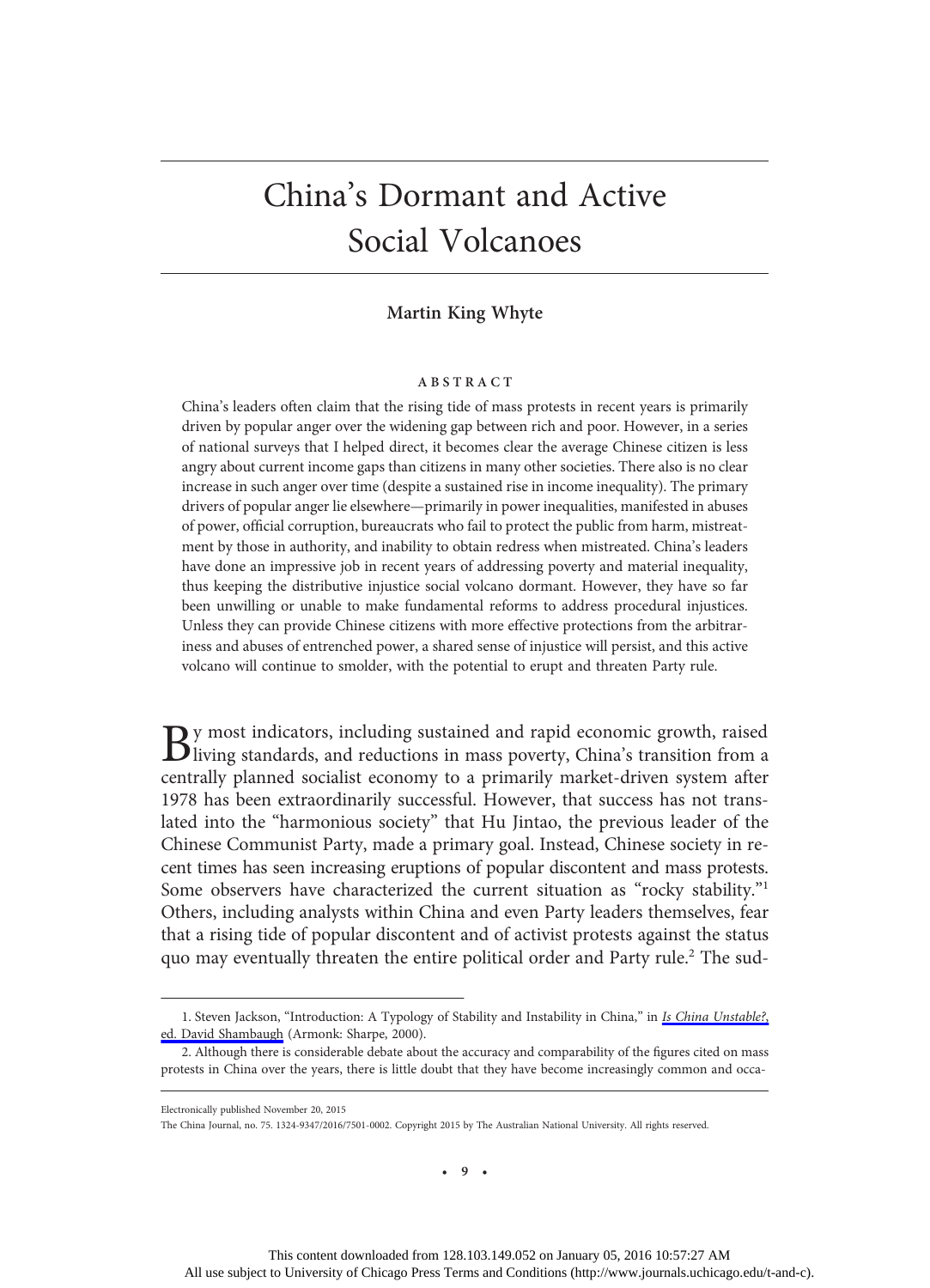# China's Dormant and Active Social Volcanoes

**Martin King Whyte**

ABSTRACT

China's leaders often claim that the rising tide of mass protests in recent years is primarily driven by popular anger over the widening gap between rich and poor. However, in a series of national surveys that I helped direct, it becomes clear the average Chinese citizen is less angry about current income gaps than citizens in many other societies. There also is no clear increase in such anger over time (despite a sustained rise in income inequality). The primary drivers of popular anger lie elsewhere—primarily in power inequalities, manifested in abuses of power, official corruption, bureaucrats who fail to protect the public from harm, mistreatment by those in authority, and inability to obtain redress when mistreated. China's leaders have done an impressive job in recent years of addressing poverty and material inequality, thus keeping the distributive injustice social volcano dormant. However, they have so far been unwilling or unable to make fundamental reforms to address procedural injustices. Unless they can provide Chinese citizens with more effective protections from the arbitrariness and abuses of entrenched power, a shared sense of injustice will persist, and this active volcano will continue to smolder, with the potential to erupt and threaten Party rule.

By most indicators, including sustained and rapid economic growth, raised living standards, and reductions in mass poverty, China's transition from a centrally planned socialist economy to a primarily market-driven system after 1978 has been extraordinarily successful. However, that success has not translated into the "harmonious society" that Hu Jintao, the previous leader of the Chinese Communist Party, made a primary goal. Instead, Chinese society in recent times has seen increasing eruptions of popular discontent and mass protests. Some observers have characterized the current situation as "rocky stability."[1] Others, including analysts within China and even Party leaders themselves, fear that a rising tide of popular discontent and of activist protests against the status quo may eventually threaten the entire political order and Party rule.[2] The sud-

1. Steven Jackson, "Introduction: A Typology of Stability and Instability in China," in *Is China Unstable?*, ed. David Shambaugh (Armonk: Sharpe, 2000).

2. Although there is considerable debate about the accuracy and comparability of the figures cited on mass protests in China over the years, there is little doubt that they have become increasingly common and occa-

Electronically published November 20, 2015

The China Journal, no. 75. 1324-9347/2016/7501-0002. Copyright 2015 by The Australian National University. All rights reserved.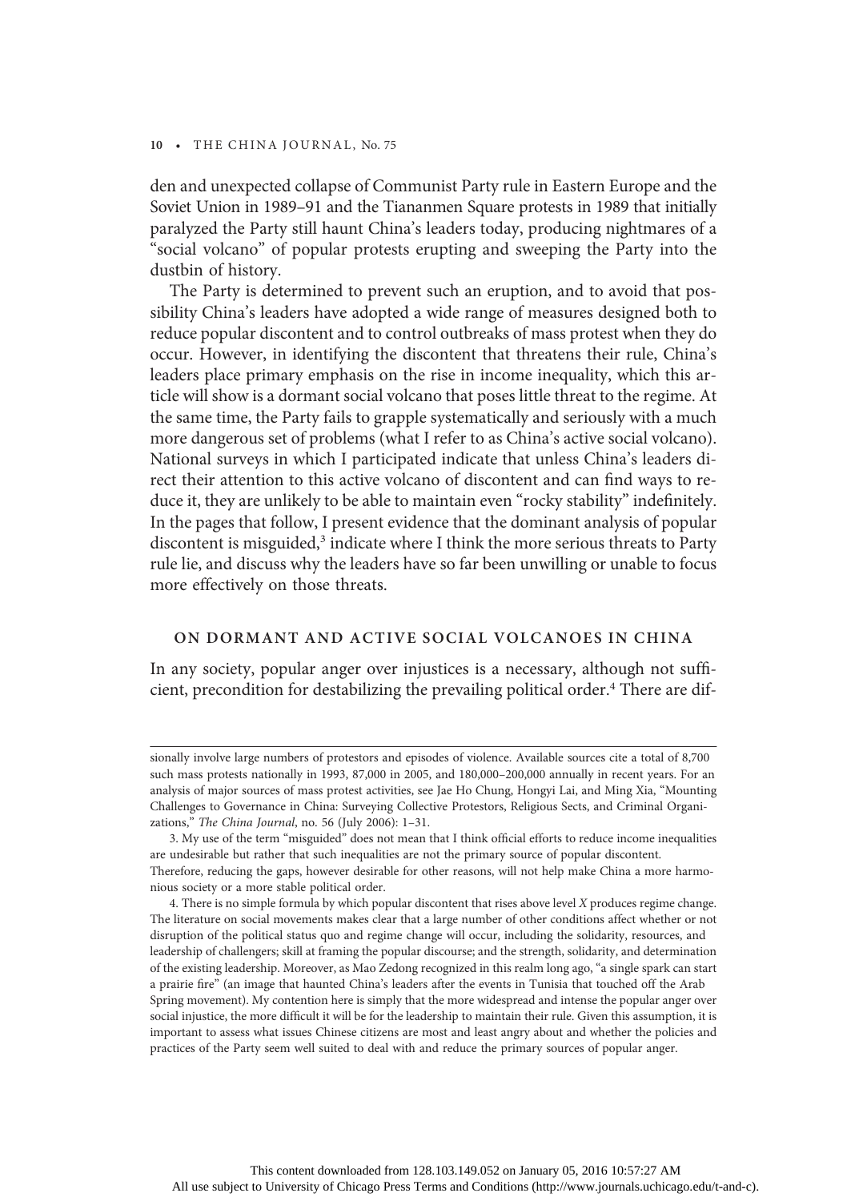den and unexpected collapse of Communist Party rule in Eastern Europe and the Soviet Union in 1989–91 and the Tiananmen Square protests in 1989 that initially paralyzed the Party still haunt China's leaders today, producing nightmares of a "social volcano" of popular protests erupting and sweeping the Party into the dustbin of history.

The Party is determined to prevent such an eruption, and to avoid that possibility China's leaders have adopted a wide range of measures designed both to reduce popular discontent and to control outbreaks of mass protest when they do occur. However, in identifying the discontent that threatens their rule, China's leaders place primary emphasis on the rise in income inequality, which this article will show is a dormant social volcano that poses little threat to the regime. At the same time, the Party fails to grapple systematically and seriously with a much more dangerous set of problems (what I refer to as China's active social volcano). National surveys in which I participated indicate that unless China's leaders direct their attention to this active volcano of discontent and can find ways to reduce it, they are unlikely to be able to maintain even "rocky stability" indefinitely. In the pages that follow, I present evidence that the dominant analysis of popular discontent is misguided,[3] indicate where I think the more serious threats to Party rule lie, and discuss why the leaders have so far been unwilling or unable to focus more effectively on those threats.

## ON DORMANT AND ACTIVE SOCIAL VOLCANOES IN CHINA

In any society, popular anger over injustices is a necessary, although not sufficient, precondition for destabilizing the prevailing political order.[4] There are dif-

---

sionally involve large numbers of protestors and episodes of violence. Available sources cite a total of 8,700 such mass protests nationally in 1993, 87,000 in 2005, and 180,000–200,000 annually in recent years. For an analysis of major sources of mass protest activities, see Jae Ho Chung, Hongyi Lai, and Ming Xia, "Mounting Challenges to Governance in China: Surveying Collective Protestors, Religious Sects, and Criminal Organizations," *The China Journal*, no. 56 (July 2006): 1–31.

3. My use of the term "misguided" does not mean that I think official efforts to reduce income inequalities are undesirable but rather that such inequalities are not the primary source of popular discontent. Therefore, reducing the gaps, however desirable for other reasons, will not help make China a more harmonious society or a more stable political order.

4. There is no simple formula by which popular discontent that rises above level *X* produces regime change. The literature on social movements makes clear that a large number of other conditions affect whether or not disruption of the political status quo and regime change will occur, including the solidarity, resources, and leadership of challengers; skill at framing the popular discourse; and the strength, solidarity, and determination of the existing leadership. Moreover, as Mao Zedong recognized in this realm long ago, "a single spark can start a prairie fire" (an image that haunted China's leaders after the events in Tunisia that touched off the Arab Spring movement). My contention here is simply that the more widespread and intense the popular anger over social injustice, the more difficult it will be for the leadership to maintain their rule. Given this assumption, it is important to assess what issues Chinese citizens are most and least angry about and whether the policies and practices of the Party seem well suited to deal with and reduce the primary sources of popular anger.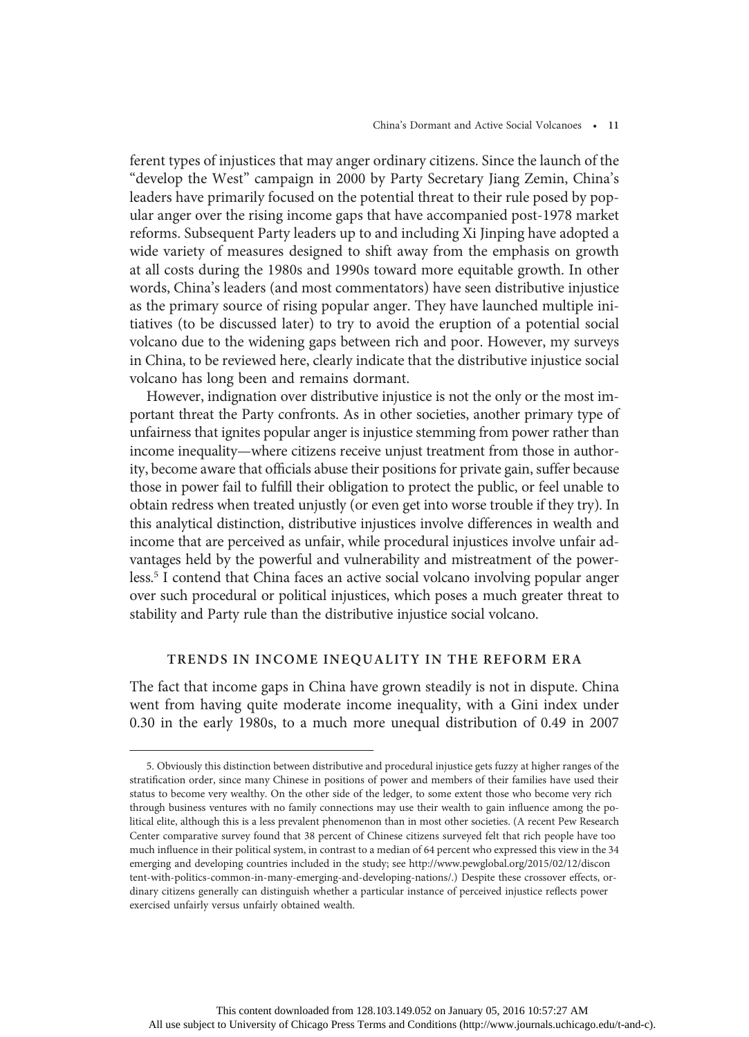ferent types of injustices that may anger ordinary citizens. Since the launch of the "develop the West" campaign in 2000 by Party Secretary Jiang Zemin, China's leaders have primarily focused on the potential threat to their rule posed by popular anger over the rising income gaps that have accompanied post-1978 market reforms. Subsequent Party leaders up to and including Xi Jinping have adopted a wide variety of measures designed to shift away from the emphasis on growth at all costs during the 1980s and 1990s toward more equitable growth. In other words, China's leaders (and most commentators) have seen distributive injustice as the primary source of rising popular anger. They have launched multiple initiatives (to be discussed later) to try to avoid the eruption of a potential social volcano due to the widening gaps between rich and poor. However, my surveys in China, to be reviewed here, clearly indicate that the distributive injustice social volcano has long been and remains dormant.

However, indignation over distributive injustice is not the only or the most important threat the Party confronts. As in other societies, another primary type of unfairness that ignites popular anger is injustice stemming from power rather than income inequality—where citizens receive unjust treatment from those in authority, become aware that officials abuse their positions for private gain, suffer because those in power fail to fulfill their obligation to protect the public, or feel unable to obtain redress when treated unjustly (or even get into worse trouble if they try). In this analytical distinction, distributive injustices involve differences in wealth and income that are perceived as unfair, while procedural injustices involve unfair advantages held by the powerful and vulnerability and mistreatment of the powerless.[5] I contend that China faces an active social volcano involving popular anger over such procedural or political injustices, which poses a much greater threat to stability and Party rule than the distributive injustice social volcano.

## TRENDS IN INCOME INEQUALITY IN THE REFORM ERA

The fact that income gaps in China have grown steadily is not in dispute. China went from having quite moderate income inequality, with a Gini index under 0.30 in the early 1980s, to a much more unequal distribution of 0.49 in 2007

5. Obviously this distinction between distributive and procedural injustice gets fuzzy at higher ranges of the stratification order, since many Chinese in positions of power and members of their families have used their status to become very wealthy. On the other side of the ledger, to some extent those who become very rich through business ventures with no family connections may use their wealth to gain influence among the political elite, although this is a less prevalent phenomenon than in most other societies. (A recent Pew Research Center comparative survey found that 38 percent of Chinese citizens surveyed felt that rich people have too much influence in their political system, in contrast to a median of 64 percent who expressed this view in the 34 emerging and developing countries included in the study; see http://www.pewglobal.org/2015/02/12/discontent-with-politics-common-in-many-emerging-and-developing-nations/.) Despite these crossover effects, ordinary citizens generally can distinguish whether a particular instance of perceived injustice reflects power exercised unfairly versus unfairly obtained wealth.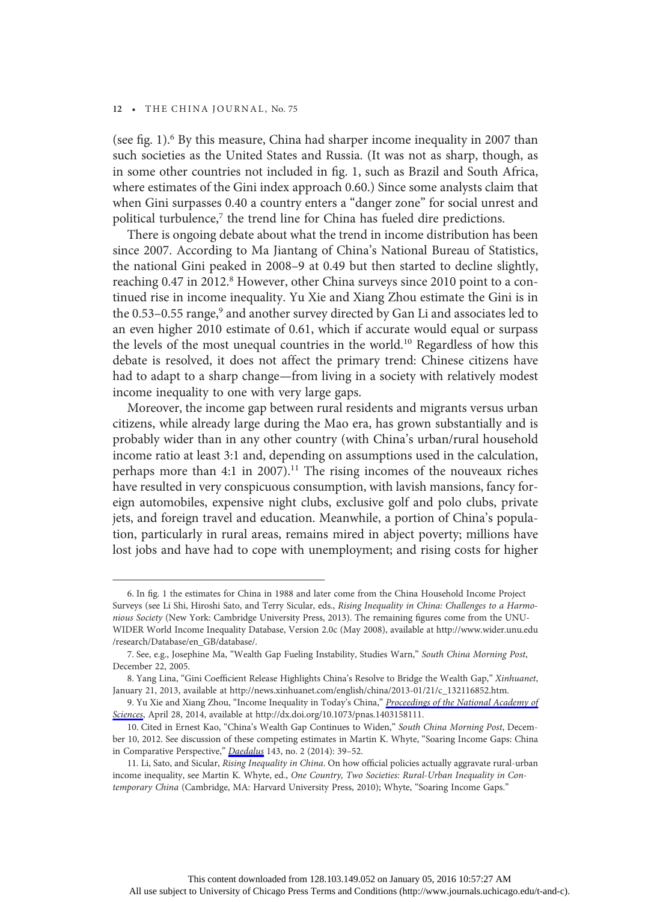(see fig. 1).[6] By this measure, China had sharper income inequality in 2007 than such societies as the United States and Russia. (It was not as sharp, though, as in some other countries not included in fig. 1, such as Brazil and South Africa, where estimates of the Gini index approach 0.60.) Since some analysts claim that when Gini surpasses 0.40 a country enters a "danger zone" for social unrest and political turbulence,[7] the trend line for China has fueled dire predictions.

There is ongoing debate about what the trend in income distribution has been since 2007. According to Ma Jiantang of China's National Bureau of Statistics, the national Gini peaked in 2008–9 at 0.49 but then started to decline slightly, reaching 0.47 in 2012.[8] However, other China surveys since 2010 point to a continued rise in income inequality. Yu Xie and Xiang Zhou estimate the Gini is in the 0.53–0.55 range,[9] and another survey directed by Gan Li and associates led to an even higher 2010 estimate of 0.61, which if accurate would equal or surpass the levels of the most unequal countries in the world.[10] Regardless of how this debate is resolved, it does not affect the primary trend: Chinese citizens have had to adapt to a sharp change—from living in a society with relatively modest income inequality to one with very large gaps.

Moreover, the income gap between rural residents and migrants versus urban citizens, while already large during the Mao era, has grown substantially and is probably wider than in any other country (with China's urban/rural household income ratio at least 3:1 and, depending on assumptions used in the calculation, perhaps more than 4:1 in 2007).[11] The rising incomes of the nouveaux riches have resulted in very conspicuous consumption, with lavish mansions, fancy foreign automobiles, expensive night clubs, exclusive golf and polo clubs, private jets, and foreign travel and education. Meanwhile, a portion of China's population, particularly in rural areas, remains mired in abject poverty; millions have lost jobs and have had to cope with unemployment; and rising costs for higher

---

6. In fig. 1 the estimates for China in 1988 and later come from the China Household Income Project Surveys (see Li Shi, Hiroshi Sato, and Terry Sicular, eds., *Rising Inequality in China: Challenges to a Harmonious Society* (New York: Cambridge University Press, 2013). The remaining figures come from the UNU-WIDER World Income Inequality Database, Version 2.0c (May 2008), available at http://www.wider.unu.edu/research/Database/en_GB/database/.

7. See, e.g., Josephine Ma, "Wealth Gap Fueling Instability, Studies Warn," *South China Morning Post*, December 22, 2005.

8. Yang Lina, "Gini Coefficient Release Highlights China's Resolve to Bridge the Wealth Gap," *Xinhuanet*, January 21, 2013, available at http://news.xinhuanet.com/english/china/2013-01/21/c_132116852.htm.

9. Yu Xie and Xiang Zhou, "Income Inequality in Today's China," *Proceedings of the National Academy of Sciences*, April 28, 2014, available at http://dx.doi.org/10.1073/pnas.1403158111.

10. Cited in Ernest Kao, "China's Wealth Gap Continues to Widen," *South China Morning Post*, December 10, 2012. See discussion of these competing estimates in Martin K. Whyte, "Soaring Income Gaps: China in Comparative Perspective," *Daedalus* 143, no. 2 (2014): 39–52.

11. Li, Sato, and Sicular, *Rising Inequality in China*. On how official policies actually aggravate rural-urban income inequality, see Martin K. Whyte, ed., *One Country, Two Societies: Rural-Urban Inequality in Contemporary China* (Cambridge, MA: Harvard University Press, 2010); Whyte, "Soaring Income Gaps."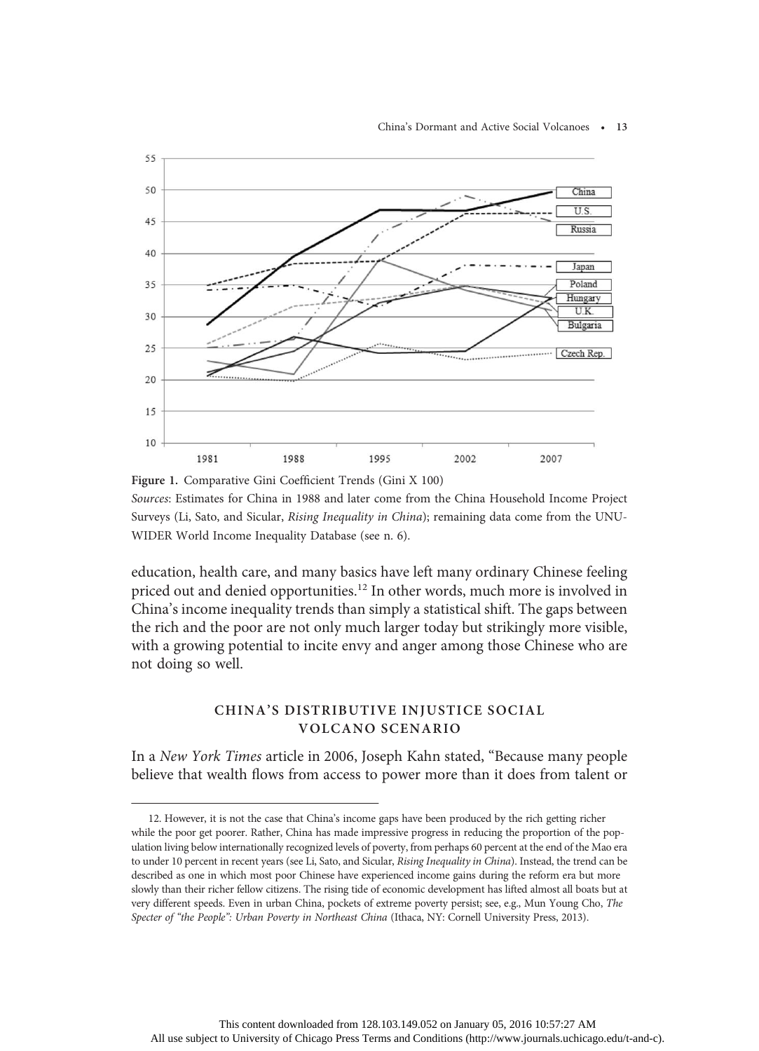Figure 1. Comparative Gini Coefficient Trends (Gini X 100)

*Sources*: Estimates for China in 1988 and later come from the China Household Income Project Surveys (Li, Sato, and Sicular, *Rising Inequality in China*); remaining data come from the UNU-WIDER World Income Inequality Database (see n. 6).

education, health care, and many basics have left many ordinary Chinese feeling priced out and denied opportunities.[12] In other words, much more is involved in China's income inequality trends than simply a statistical shift. The gaps between the rich and the poor are not only much larger today but strikingly more visible, with a growing potential to incite envy and anger among those Chinese who are not doing so well.

## CHINA'S DISTRIBUTIVE INJUSTICE SOCIAL VOLCANO SCENARIO

In a *New York Times* article in 2006, Joseph Kahn stated, "Because many people believe that wealth flows from access to power more than it does from talent or

12. However, it is not the case that China's income gaps have been produced by the rich getting richer while the poor get poorer. Rather, China has made impressive progress in reducing the proportion of the population living below internationally recognized levels of poverty, from perhaps 60 percent at the end of the Mao era to under 10 percent in recent years (see Li, Sato, and Sicular, *Rising Inequality in China*). Instead, the trend can be described as one in which most poor Chinese have experienced income gains during the reform era but more slowly than their richer fellow citizens. The rising tide of economic development has lifted almost all boats but at very different speeds. Even in urban China, pockets of extreme poverty persist; see, e.g., Mun Young Cho, *The Specter of "the People": Urban Poverty in Northeast China* (Ithaca, NY: Cornell University Press, 2013).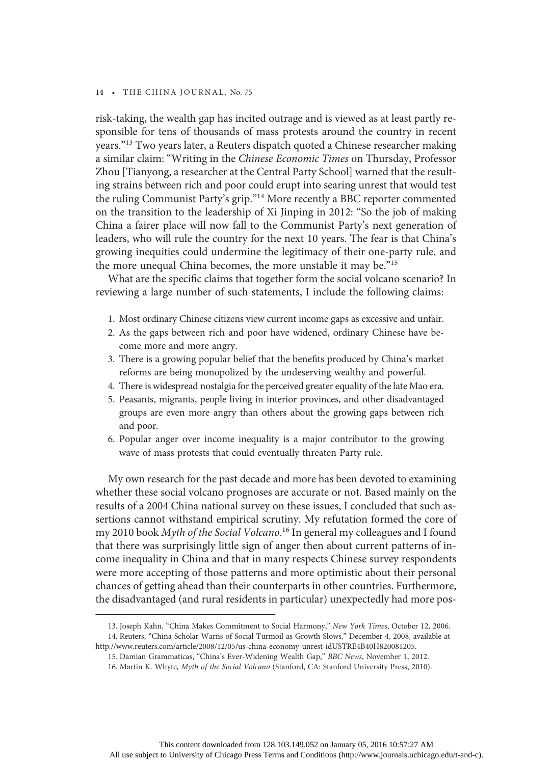risk-taking, the wealth gap has incited outrage and is viewed as at least partly responsible for tens of thousands of mass protests around the country in recent years."[13] Two years later, a Reuters dispatch quoted a Chinese researcher making a similar claim: "Writing in the *Chinese Economic Times* on Thursday, Professor Zhou [Tianyong, a researcher at the Central Party School] warned that the resulting strains between rich and poor could erupt into searing unrest that would test the ruling Communist Party's grip."[14] More recently a BBC reporter commented on the transition to the leadership of Xi Jinping in 2012: "So the job of making China a fairer place will now fall to the Communist Party's next generation of leaders, who will rule the country for the next 10 years. The fear is that China's growing inequities could undermine the legitimacy of their one-party rule, and the more unequal China becomes, the more unstable it may be."[15]

What are the specific claims that together form the social volcano scenario? In reviewing a large number of such statements, I include the following claims:

1. Most ordinary Chinese citizens view current income gaps as excessive and unfair.
2. As the gaps between rich and poor have widened, ordinary Chinese have become more and more angry.
3. There is a growing popular belief that the benefits produced by China's market reforms are being monopolized by the undeserving wealthy and powerful.
4. There is widespread nostalgia for the perceived greater equality of the late Mao era.
5. Peasants, migrants, people living in interior provinces, and other disadvantaged groups are even more angry than others about the growing gaps between rich and poor.
6. Popular anger over income inequality is a major contributor to the growing wave of mass protests that could eventually threaten Party rule.

My own research for the past decade and more has been devoted to examining whether these social volcano prognoses are accurate or not. Based mainly on the results of a 2004 China national survey on these issues, I concluded that such assertions cannot withstand empirical scrutiny. My refutation formed the core of my 2010 book *Myth of the Social Volcano*.[16] In general my colleagues and I found that there was surprisingly little sign of anger then about current patterns of income inequality in China and that in many respects Chinese survey respondents were more accepting of those patterns and more optimistic about their personal chances of getting ahead than their counterparts in other countries. Furthermore, the disadvantaged (and rural residents in particular) unexpectedly had more pos-

13. Joseph Kahn, "China Makes Commitment to Social Harmony," *New York Times*, October 12, 2006.

14. Reuters, "China Scholar Warns of Social Turmoil as Growth Slows," December 4, 2008, available at http://www.reuters.com/article/2008/12/05/us-china-economy-unrest-idUSTRE4B40H820081205.

15. Damian Grammaticas, "China's Ever-Widening Wealth Gap," *BBC News*, November 1, 2012.

16. Martin K. Whyte, *Myth of the Social Volcano* (Stanford, CA: Stanford University Press, 2010).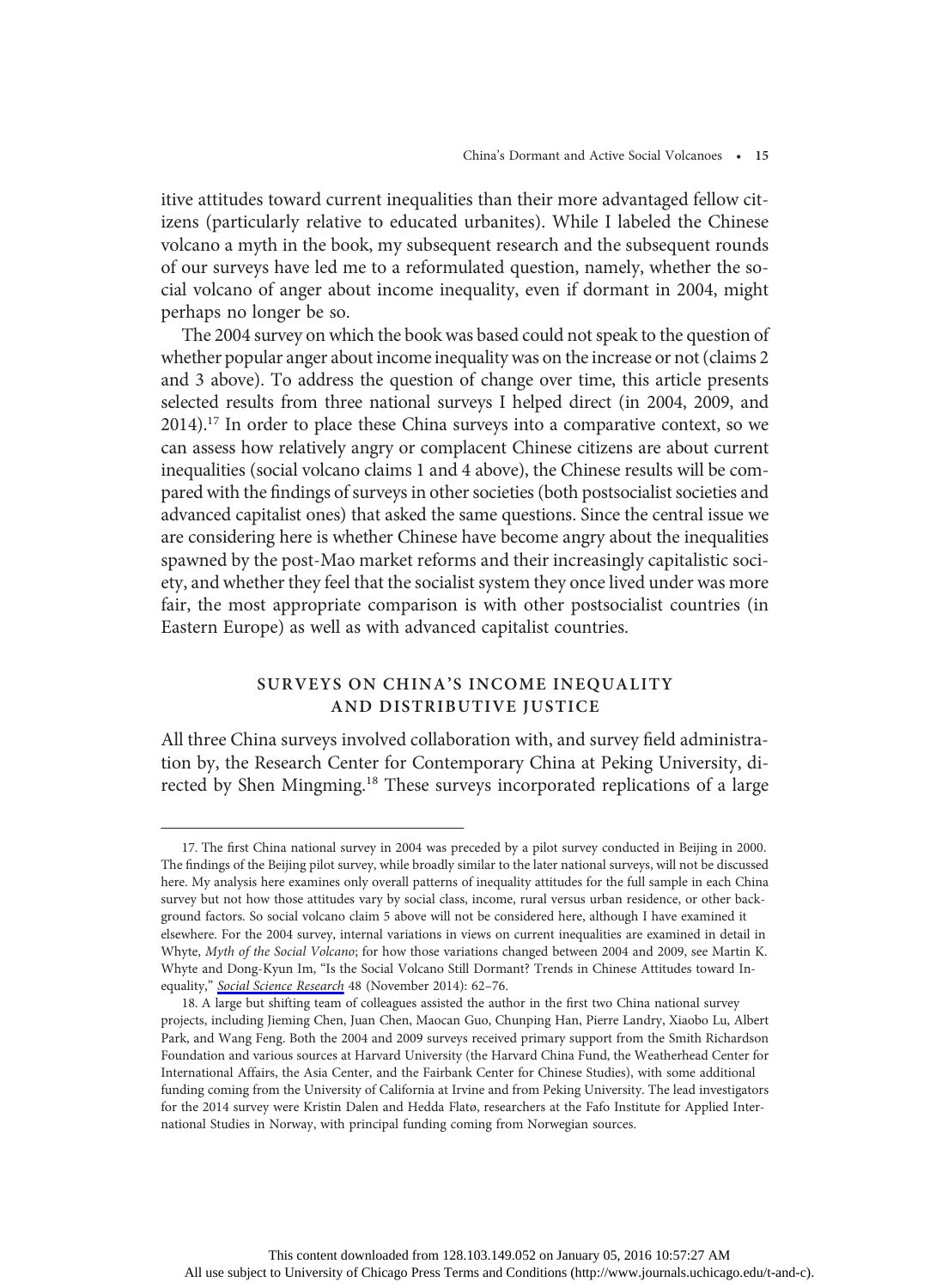itive attitudes toward current inequalities than their more advantaged fellow citizens (particularly relative to educated urbanites). While I labeled the Chinese volcano a myth in the book, my subsequent research and the subsequent rounds of our surveys have led me to a reformulated question, namely, whether the social volcano of anger about income inequality, even if dormant in 2004, might perhaps no longer be so.

The 2004 survey on which the book was based could not speak to the question of whether popular anger about income inequality was on the increase or not (claims 2 and 3 above). To address the question of change over time, this article presents selected results from three national surveys I helped direct (in 2004, 2009, and 2014).[17] In order to place these China surveys into a comparative context, so we can assess how relatively angry or complacent Chinese citizens are about current inequalities (social volcano claims 1 and 4 above), the Chinese results will be compared with the findings of surveys in other societies (both postsocialist societies and advanced capitalist ones) that asked the same questions. Since the central issue we are considering here is whether Chinese have become angry about the inequalities spawned by the post-Mao market reforms and their increasingly capitalistic society, and whether they feel that the socialist system they once lived under was more fair, the most appropriate comparison is with other postsocialist countries (in Eastern Europe) as well as with advanced capitalist countries.

## SURVEYS ON CHINA'S INCOME INEQUALITY AND DISTRIBUTIVE JUSTICE

All three China surveys involved collaboration with, and survey field administration by, the Research Center for Contemporary China at Peking University, directed by Shen Mingming.[18] These surveys incorporated replications of a large

---

17. The first China national survey in 2004 was preceded by a pilot survey conducted in Beijing in 2000. The findings of the Beijing pilot survey, while broadly similar to the later national surveys, will not be discussed here. My analysis here examines only overall patterns of inequality attitudes for the full sample in each China survey but not how those attitudes vary by social class, income, rural versus urban residence, or other background factors. So social volcano claim 5 above will not be considered here, although I have examined it elsewhere. For the 2004 survey, internal variations in views on current inequalities are examined in detail in Whyte, *Myth of the Social Volcano*; for how those variations changed between 2004 and 2009, see Martin K. Whyte and Dong-Kyun Im, "Is the Social Volcano Still Dormant? Trends in Chinese Attitudes toward Inequality," *Social Science Research* 48 (November 2014): 62–76.

18. A large but shifting team of colleagues assisted the author in the first two China national survey projects, including Jieming Chen, Juan Chen, Maocan Guo, Chunping Han, Pierre Landry, Xiaobo Lu, Albert Park, and Wang Feng. Both the 2004 and 2009 surveys received primary support from the Smith Richardson Foundation and various sources at Harvard University (the Harvard China Fund, the Weatherhead Center for International Affairs, the Asia Center, and the Fairbank Center for Chinese Studies), with some additional funding coming from the University of California at Irvine and from Peking University. The lead investigators for the 2014 survey were Kristin Dalen and Hedda Flatø, researchers at the Fafo Institute for Applied International Studies in Norway, with principal funding coming from Norwegian sources.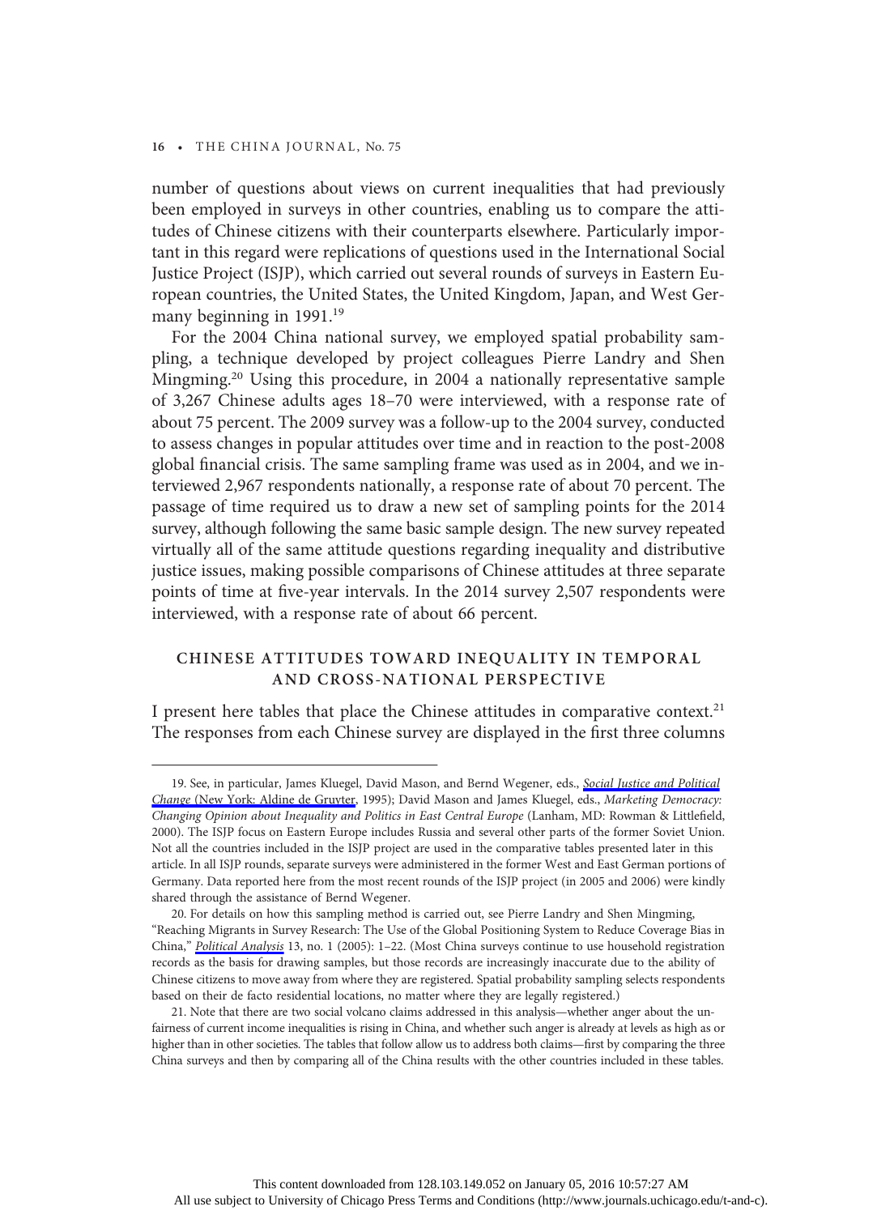number of questions about views on current inequalities that had previously been employed in surveys in other countries, enabling us to compare the attitudes of Chinese citizens with their counterparts elsewhere. Particularly important in this regard were replications of questions used in the International Social Justice Project (ISJP), which carried out several rounds of surveys in Eastern European countries, the United States, the United Kingdom, Japan, and West Germany beginning in 1991.[19]

For the 2004 China national survey, we employed spatial probability sampling, a technique developed by project colleagues Pierre Landry and Shen Mingming.[20] Using this procedure, in 2004 a nationally representative sample of 3,267 Chinese adults ages 18–70 were interviewed, with a response rate of about 75 percent. The 2009 survey was a follow-up to the 2004 survey, conducted to assess changes in popular attitudes over time and in reaction to the post-2008 global financial crisis. The same sampling frame was used as in 2004, and we interviewed 2,967 respondents nationally, a response rate of about 70 percent. The passage of time required us to draw a new set of sampling points for the 2014 survey, although following the same basic sample design. The new survey repeated virtually all of the same attitude questions regarding inequality and distributive justice issues, making possible comparisons of Chinese attitudes at three separate points of time at five-year intervals. In the 2014 survey 2,507 respondents were interviewed, with a response rate of about 66 percent.

## CHINESE ATTITUDES TOWARD INEQUALITY IN TEMPORAL AND CROSS-NATIONAL PERSPECTIVE

I present here tables that place the Chinese attitudes in comparative context.[21] The responses from each Chinese survey are displayed in the first three columns

---

19. See, in particular, James Kluegel, David Mason, and Bernd Wegener, eds., *Social Justice and Political Change* (New York: Aldine de Gruyter, 1995); David Mason and James Kluegel, eds., *Marketing Democracy: Changing Opinion about Inequality and Politics in East Central Europe* (Lanham, MD: Rowman & Littlefield, 2000). The ISJP focus on Eastern Europe includes Russia and several other parts of the former Soviet Union. Not all the countries included in the ISJP project are used in the comparative tables presented later in this article. In all ISJP rounds, separate surveys were administered in the former West and East German portions of Germany. Data reported here from the most recent rounds of the ISJP project (in 2005 and 2006) were kindly shared through the assistance of Bernd Wegener.

20. For details on how this sampling method is carried out, see Pierre Landry and Shen Mingming, "Reaching Migrants in Survey Research: The Use of the Global Positioning System to Reduce Coverage Bias in China," *Political Analysis* 13, no. 1 (2005): 1–22. (Most China surveys continue to use household registration records as the basis for drawing samples, but those records are increasingly inaccurate due to the ability of Chinese citizens to move away from where they are registered. Spatial probability sampling selects respondents based on their de facto residential locations, no matter where they are legally registered.)

21. Note that there are two social volcano claims addressed in this analysis—whether anger about the unfairness of current income inequalities is rising in China, and whether such anger is already at levels as high as or higher than in other societies. The tables that follow allow us to address both claims—first by comparing the three China surveys and then by comparing all of the China results with the other countries included in these tables.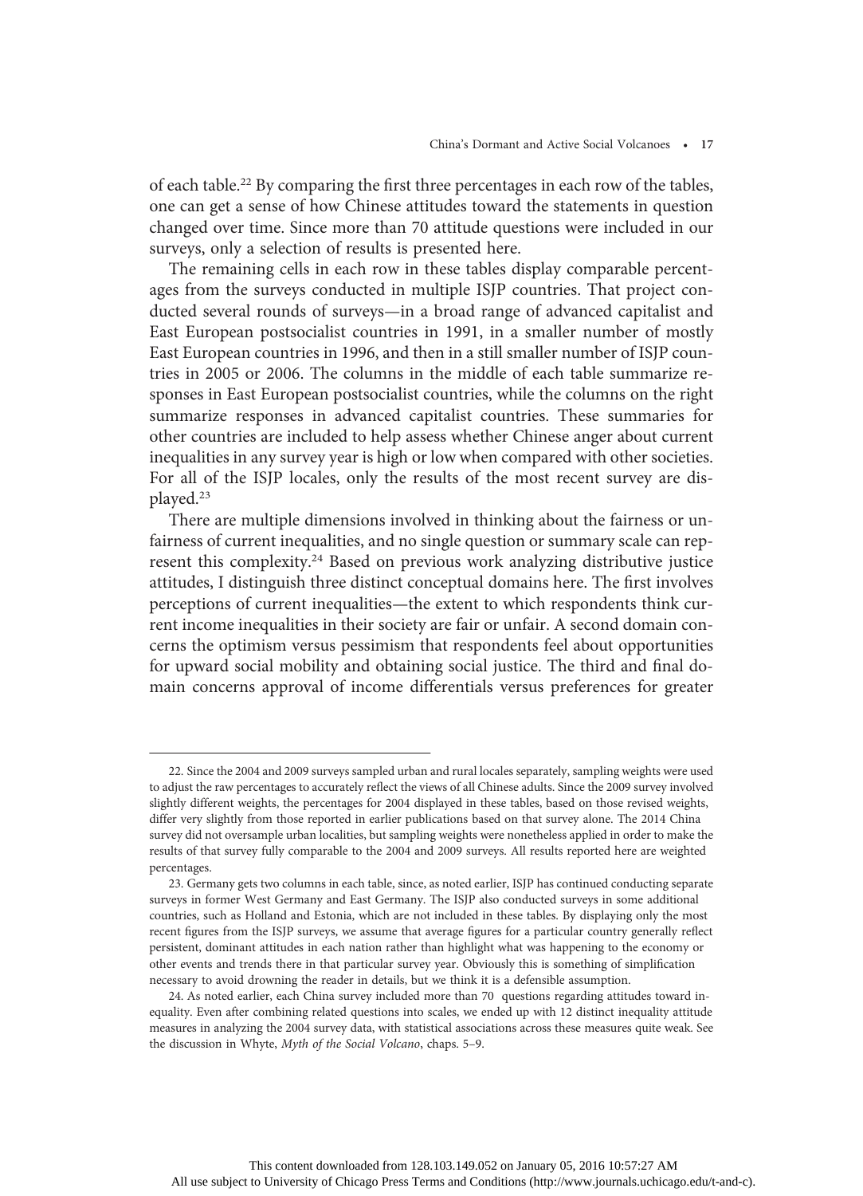of each table.[22] By comparing the first three percentages in each row of the tables, one can get a sense of how Chinese attitudes toward the statements in question changed over time. Since more than 70 attitude questions were included in our surveys, only a selection of results is presented here.

The remaining cells in each row in these tables display comparable percentages from the surveys conducted in multiple ISJP countries. That project conducted several rounds of surveys—in a broad range of advanced capitalist and East European postsocialist countries in 1991, in a smaller number of mostly East European countries in 1996, and then in a still smaller number of ISJP countries in 2005 or 2006. The columns in the middle of each table summarize responses in East European postsocialist countries, while the columns on the right summarize responses in advanced capitalist countries. These summaries for other countries are included to help assess whether Chinese anger about current inequalities in any survey year is high or low when compared with other societies. For all of the ISJP locales, only the results of the most recent survey are displayed.[23]

There are multiple dimensions involved in thinking about the fairness or unfairness of current inequalities, and no single question or summary scale can represent this complexity.[24] Based on previous work analyzing distributive justice attitudes, I distinguish three distinct conceptual domains here. The first involves perceptions of current inequalities—the extent to which respondents think current income inequalities in their society are fair or unfair. A second domain concerns the optimism versus pessimism that respondents feel about opportunities for upward social mobility and obtaining social justice. The third and final domain concerns approval of income differentials versus preferences for greater

---

22. Since the 2004 and 2009 surveys sampled urban and rural locales separately, sampling weights were used to adjust the raw percentages to accurately reflect the views of all Chinese adults. Since the 2009 survey involved slightly different weights, the percentages for 2004 displayed in these tables, based on those revised weights, differ very slightly from those reported in earlier publications based on that survey alone. The 2014 China survey did not oversample urban localities, but sampling weights were nonetheless applied in order to make the results of that survey fully comparable to the 2004 and 2009 surveys. All results reported here are weighted percentages.

23. Germany gets two columns in each table, since, as noted earlier, ISJP has continued conducting separate surveys in former West Germany and East Germany. The ISJP also conducted surveys in some additional countries, such as Holland and Estonia, which are not included in these tables. By displaying only the most recent figures from the ISJP surveys, we assume that average figures for a particular country generally reflect persistent, dominant attitudes in each nation rather than highlight what was happening to the economy or other events and trends there in that particular survey year. Obviously this is something of simplification necessary to avoid drowning the reader in details, but we think it is a defensible assumption.

24. As noted earlier, each China survey included more than 70 questions regarding attitudes toward inequality. Even after combining related questions into scales, we ended up with 12 distinct inequality attitude measures in analyzing the 2004 survey data, with statistical associations across these measures quite weak. See the discussion in Whyte, *Myth of the Social Volcano*, chaps. 5–9.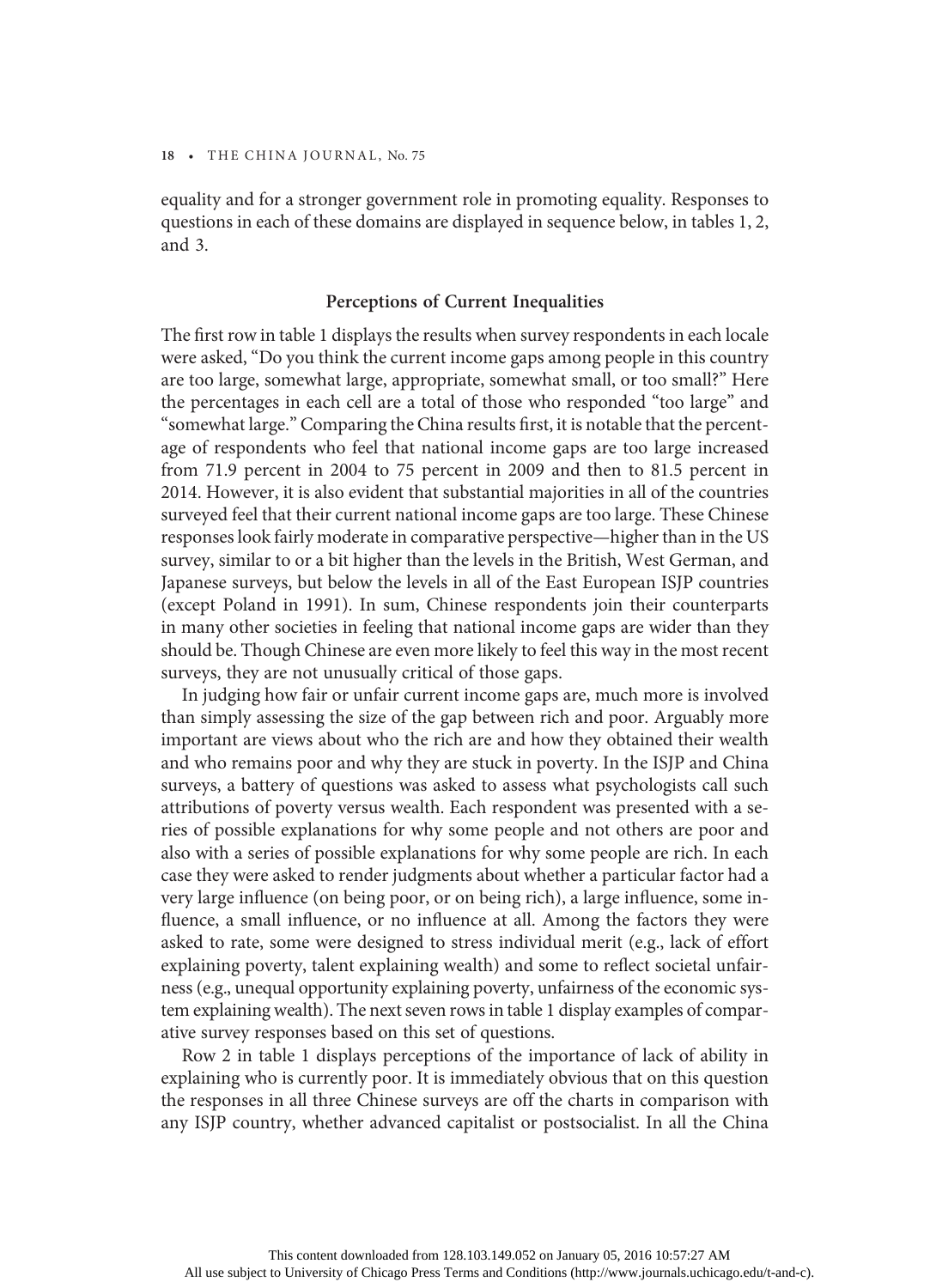equality and for a stronger government role in promoting equality. Responses to questions in each of these domains are displayed in sequence below, in tables 1, 2, and 3.

### Perceptions of Current Inequalities

The first row in table 1 displays the results when survey respondents in each locale were asked, "Do you think the current income gaps among people in this country are too large, somewhat large, appropriate, somewhat small, or too small?" Here the percentages in each cell are a total of those who responded "too large" and "somewhat large." Comparing the China results first, it is notable that the percentage of respondents who feel that national income gaps are too large increased from 71.9 percent in 2004 to 75 percent in 2009 and then to 81.5 percent in 2014. However, it is also evident that substantial majorities in all of the countries surveyed feel that their current national income gaps are too large. These Chinese responses look fairly moderate in comparative perspective—higher than in the US survey, similar to or a bit higher than the levels in the British, West German, and Japanese surveys, but below the levels in all of the East European ISJP countries (except Poland in 1991). In sum, Chinese respondents join their counterparts in many other societies in feeling that national income gaps are wider than they should be. Though Chinese are even more likely to feel this way in the most recent surveys, they are not unusually critical of those gaps.

In judging how fair or unfair current income gaps are, much more is involved than simply assessing the size of the gap between rich and poor. Arguably more important are views about who the rich are and how they obtained their wealth and who remains poor and why they are stuck in poverty. In the ISJP and China surveys, a battery of questions was asked to assess what psychologists call such attributions of poverty versus wealth. Each respondent was presented with a series of possible explanations for why some people and not others are poor and also with a series of possible explanations for why some people are rich. In each case they were asked to render judgments about whether a particular factor had a very large influence (on being poor, or on being rich), a large influence, some influence, a small influence, or no influence at all. Among the factors they were asked to rate, some were designed to stress individual merit (e.g., lack of effort explaining poverty, talent explaining wealth) and some to reflect societal unfairness (e.g., unequal opportunity explaining poverty, unfairness of the economic system explaining wealth). The next seven rows in table 1 display examples of comparative survey responses based on this set of questions.

Row 2 in table 1 displays perceptions of the importance of lack of ability in explaining who is currently poor. It is immediately obvious that on this question the responses in all three Chinese surveys are off the charts in comparison with any ISJP country, whether advanced capitalist or postsocialist. In all the China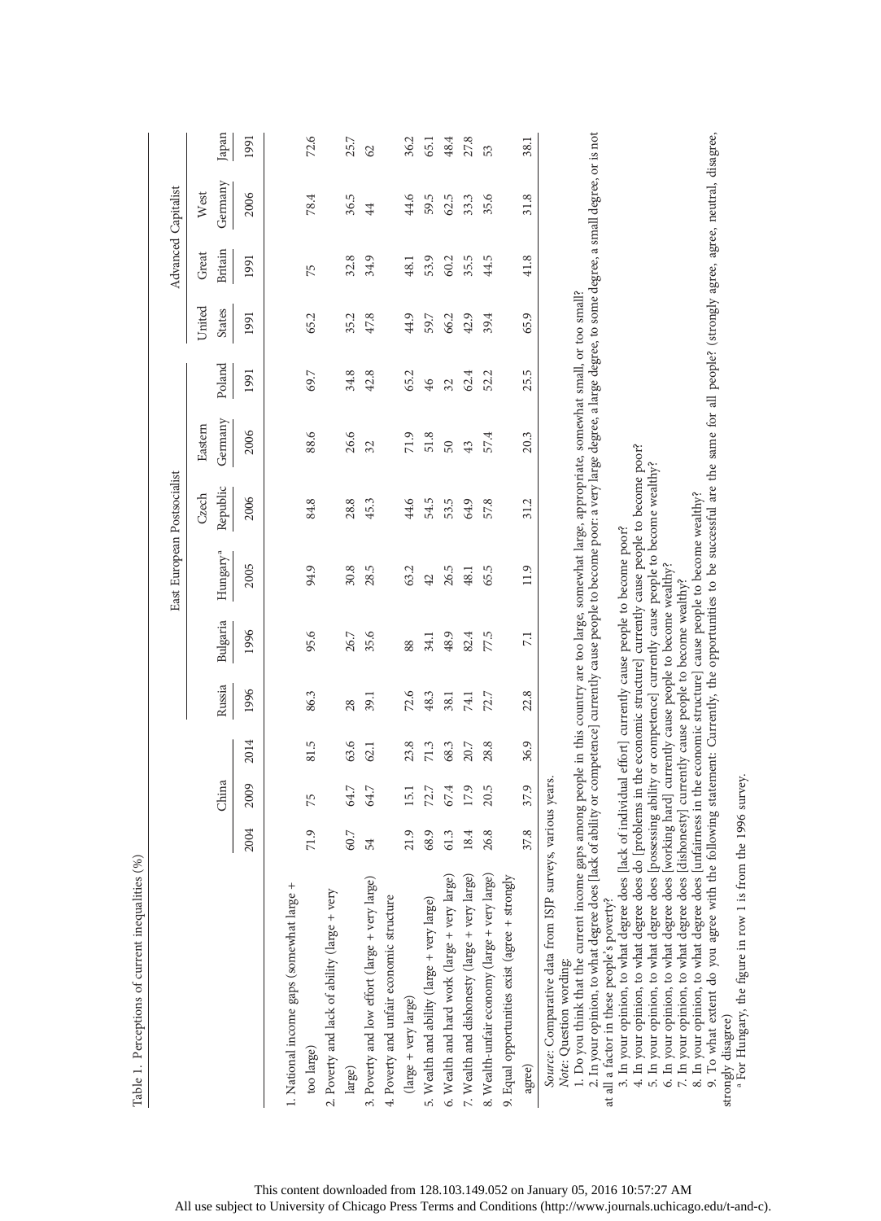Table 1. Perceptions of current inequalities (%)

| | China | | | East European Postsocialist | | | | | | Advanced Capitalist | | | |
|---|---|---|---|---|---|---|---|---|---|---|---|---|---|
| | | | | Russia | Bulgaria | Hungary[a] | Czech Republic | Eastern Germany | Poland | United States | Great Britain | West Germany | Japan |
| | 2004 | 2009 | 2014 | 1996 | 1996 | 2005 | 2006 | 2006 | 1991 | 1991 | 1991 | 2006 | 1991 |
| 1. National income gaps (somewhat large + too large) | 71.9 | 75 | 81.5 | 86.3 | 95.6 | 94.9 | 84.8 | 88.6 | 69.7 | 65.2 | 75 | 78.4 | 72.6 |
| 2. Poverty and lack of ability (large + very large) | 60.7 | 64.7 | 63.6 | 28 | 26.7 | 30.8 | 28.8 | 26.6 | 34.8 | 35.2 | 32.8 | 36.5 | 25.7 |
| 3. Poverty and low effort (large + very large) | 54 | 64.7 | 62.1 | 39.1 | 35.6 | 28.5 | 45.3 | 32 | 42.8 | 47.8 | 34.9 | 44 | 62 |
| 4. Poverty and unfair economic structure (large + very large) | 21.9 | 15.1 | 23.8 | 72.6 | 88 | 63.2 | 44.6 | 71.9 | 65.2 | 44.9 | 48.1 | 44.6 | 36.2 |
| 5. Wealth and ability (large + very large) | 68.9 | 72.7 | 71.3 | 48.3 | 34.1 | 42 | 54.5 | 51.8 | 46 | 59.7 | 53.9 | 59.5 | 65.1 |
| 6. Wealth and hard work (large + very large) | 61.3 | 67.4 | 68.3 | 38.1 | 48.9 | 26.5 | 53.5 | 50 | 32 | 66.2 | 60.2 | 62.5 | 48.4 |
| 7. Wealth and dishonesty (large + very large) | 18.4 | 17.9 | 20.7 | 74.1 | 82.4 | 48.1 | 64.9 | 43 | 62.4 | 42.9 | 35.5 | 33.3 | 27.8 |
| 8. Wealth-unfair economy (large + very large) | 26.8 | 20.5 | 28.8 | 72.7 | 77.5 | 65.5 | 57.8 | 57.4 | 52.2 | 39.4 | 44.5 | 35.6 | 53 |
| 9. Equal opportunities exist (agree + strongly agree) | 37.8 | 37.9 | 36.9 | 22.8 | 7.1 | 11.9 | 31.2 | 20.3 | 25.5 | 65.9 | 41.8 | 31.8 | 38.1 |

*Source*: Comparative data from ISJP surveys, various years.

*Note*: Question wording:

1. Do you think that the current income gaps among people in this country are too large, somewhat large, appropriate, somewhat small, or too small?
2. In your opinion, to what degree does [lack of ability or competence] currently cause people to become poor: a very large degree, a large degree, to some degree, a small degree, or is not at all a factor in these people's poverty?
3. In your opinion, to what degree does [lack of individual effort] currently cause people to become poor?
4. In your opinion, to what degree does do [problems in the economic structure] currently cause people to become poor?
5. In your opinion, to what degree does [possessing ability or competence] currently cause people to become wealthy?
6. In your opinion, to what degree does [working hard] currently cause people to become wealthy?
7. In your opinion, to what degree does [dishonesty] currently cause people to become wealthy?
8. In your opinion, to what degree does [unfairness in the economic structure] cause people to become wealthy?
9. To what extent do you agree with the following statement: Currently, the opportunities to be successful are the same for all people? (strongly agree, agree, neutral, disagree, strongly disagree)

[a] For Hungary, the figure in row 1 is from the 1996 survey.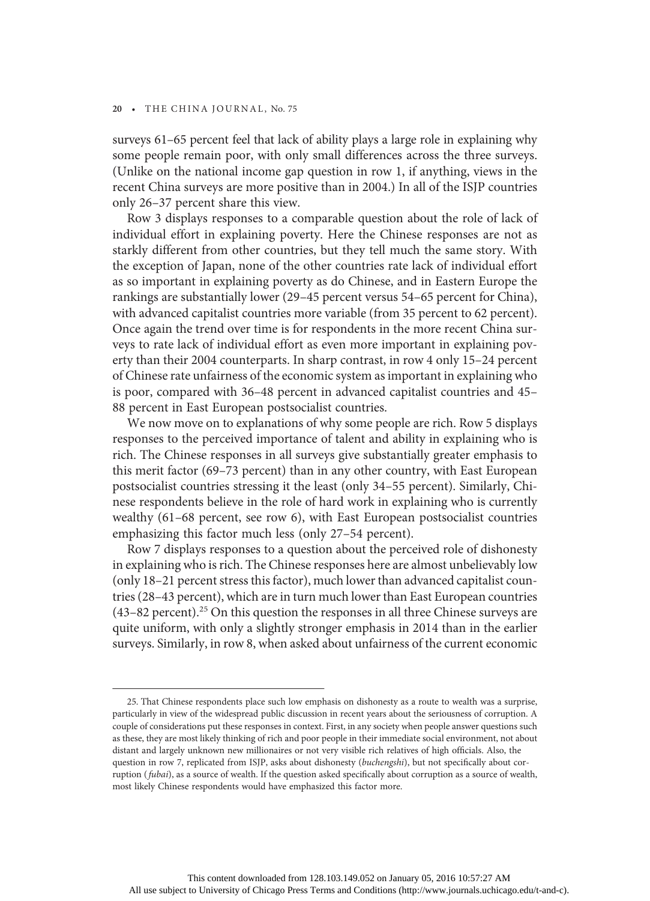surveys 61–65 percent feel that lack of ability plays a large role in explaining why some people remain poor, with only small differences across the three surveys. (Unlike on the national income gap question in row 1, if anything, views in the recent China surveys are more positive than in 2004.) In all of the ISJP countries only 26–37 percent share this view.

Row 3 displays responses to a comparable question about the role of lack of individual effort in explaining poverty. Here the Chinese responses are not as starkly different from other countries, but they tell much the same story. With the exception of Japan, none of the other countries rate lack of individual effort as so important in explaining poverty as do Chinese, and in Eastern Europe the rankings are substantially lower (29–45 percent versus 54–65 percent for China), with advanced capitalist countries more variable (from 35 percent to 62 percent). Once again the trend over time is for respondents in the more recent China surveys to rate lack of individual effort as even more important in explaining poverty than their 2004 counterparts. In sharp contrast, in row 4 only 15–24 percent of Chinese rate unfairness of the economic system as important in explaining who is poor, compared with 36–48 percent in advanced capitalist countries and 45–88 percent in East European postsocialist countries.

We now move on to explanations of why some people are rich. Row 5 displays responses to the perceived importance of talent and ability in explaining who is rich. The Chinese responses in all surveys give substantially greater emphasis to this merit factor (69–73 percent) than in any other country, with East European postsocialist countries stressing it the least (only 34–55 percent). Similarly, Chinese respondents believe in the role of hard work in explaining who is currently wealthy (61–68 percent, see row 6), with East European postsocialist countries emphasizing this factor much less (only 27–54 percent).

Row 7 displays responses to a question about the perceived role of dishonesty in explaining who is rich. The Chinese responses here are almost unbelievably low (only 18–21 percent stress this factor), much lower than advanced capitalist countries (28–43 percent), which are in turn much lower than East European countries (43–82 percent).[25] On this question the responses in all three Chinese surveys are quite uniform, with only a slightly stronger emphasis in 2014 than in the earlier surveys. Similarly, in row 8, when asked about unfairness of the current economic

---

25. That Chinese respondents place such low emphasis on dishonesty as a route to wealth was a surprise, particularly in view of the widespread public discussion in recent years about the seriousness of corruption. A couple of considerations put these responses in context. First, in any society when people answer questions such as these, they are most likely thinking of rich and poor people in their immediate social environment, not about distant and largely unknown new millionaires or not very visible rich relatives of high officials. Also, the question in row 7, replicated from ISJP, asks about dishonesty (*buchengshi*), but not specifically about corruption (*fubai*), as a source of wealth. If the question asked specifically about corruption as a source of wealth, most likely Chinese respondents would have emphasized this factor more.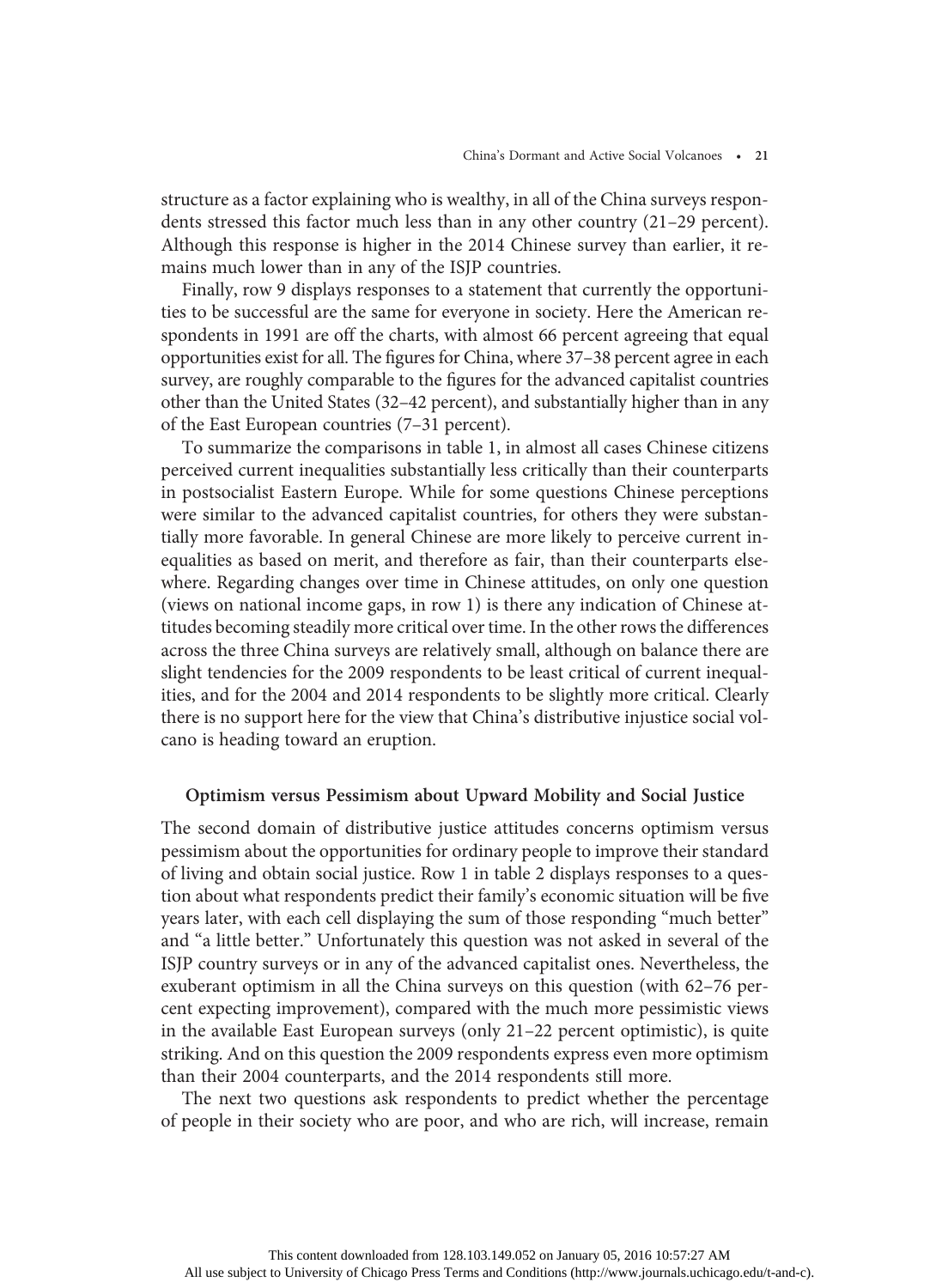structure as a factor explaining who is wealthy, in all of the China surveys respondents stressed this factor much less than in any other country (21–29 percent). Although this response is higher in the 2014 Chinese survey than earlier, it remains much lower than in any of the ISJP countries.

Finally, row 9 displays responses to a statement that currently the opportunities to be successful are the same for everyone in society. Here the American respondents in 1991 are off the charts, with almost 66 percent agreeing that equal opportunities exist for all. The figures for China, where 37–38 percent agree in each survey, are roughly comparable to the figures for the advanced capitalist countries other than the United States (32–42 percent), and substantially higher than in any of the East European countries (7–31 percent).

To summarize the comparisons in table 1, in almost all cases Chinese citizens perceived current inequalities substantially less critically than their counterparts in postsocialist Eastern Europe. While for some questions Chinese perceptions were similar to the advanced capitalist countries, for others they were substantially more favorable. In general Chinese are more likely to perceive current inequalities as based on merit, and therefore as fair, than their counterparts elsewhere. Regarding changes over time in Chinese attitudes, on only one question (views on national income gaps, in row 1) is there any indication of Chinese attitudes becoming steadily more critical over time. In the other rows the differences across the three China surveys are relatively small, although on balance there are slight tendencies for the 2009 respondents to be least critical of current inequalities, and for the 2004 and 2014 respondents to be slightly more critical. Clearly there is no support here for the view that China's distributive injustice social volcano is heading toward an eruption.

### Optimism versus Pessimism about Upward Mobility and Social Justice

The second domain of distributive justice attitudes concerns optimism versus pessimism about the opportunities for ordinary people to improve their standard of living and obtain social justice. Row 1 in table 2 displays responses to a question about what respondents predict their family's economic situation will be five years later, with each cell displaying the sum of those responding "much better" and "a little better." Unfortunately this question was not asked in several of the ISJP country surveys or in any of the advanced capitalist ones. Nevertheless, the exuberant optimism in all the China surveys on this question (with 62–76 percent expecting improvement), compared with the much more pessimistic views in the available East European surveys (only 21–22 percent optimistic), is quite striking. And on this question the 2009 respondents express even more optimism than their 2004 counterparts, and the 2014 respondents still more.

The next two questions ask respondents to predict whether the percentage of people in their society who are poor, and who are rich, will increase, remain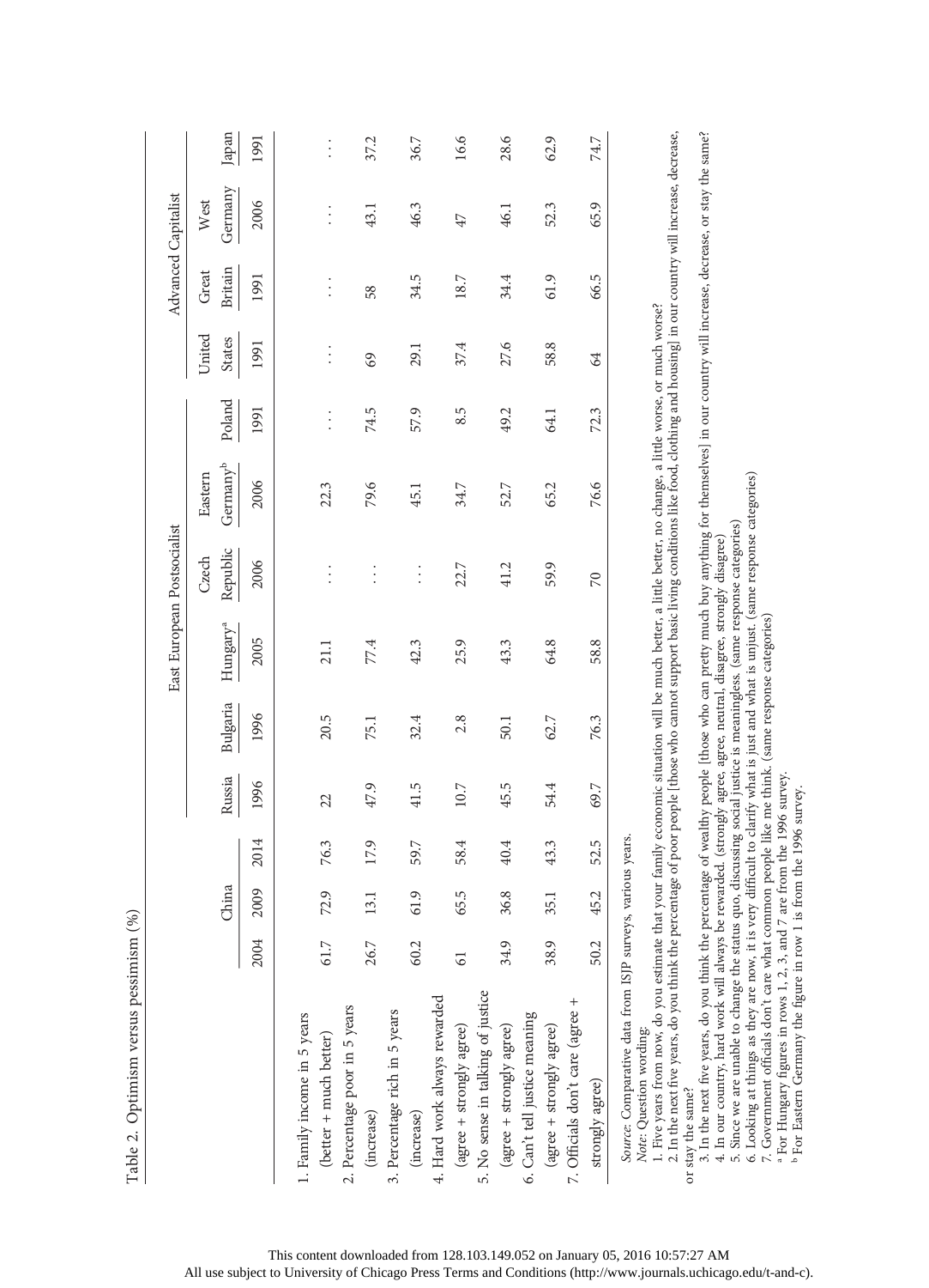Table 2. Optimism versus Pessimism (%)

| | China | | | East European Postsocialist | | | | | | Advanced Capitalist | | | |
|---|---|---|---|---|---|---|---|---|---|---|---|---|---|
| | | | | Russia | Bulgaria | Hungary[a] | Czech Republic | Eastern Germany[b] | Poland | United States | Great Britain | West Germany | Japan |
| | 2004 | 2009 | 2014 | 1996 | 1996 | 2005 | 2006 | 2006 | 1991 | 1991 | 1991 | 2006 | 1991 |
| 1. Family income in 5 years (better + much better) | 61.7 | 72.9 | 76.3 | 22 | 20.5 | 21.1 | . . . | 22.3 | . . . | . . . | . . . | . . . | . . . |
| 2. Percentage poor in 5 years (increase) | 26.7 | 13.1 | 17.9 | 47.9 | 75.1 | 77.4 | . . . | 79.6 | 74.5 | 69 | 58 | 43.1 | 37.2 |
| 3. Percentage rich in 5 years (increase) | 60.2 | 61.9 | 59.7 | 41.5 | 32.4 | 42.3 | . . . | 45.1 | 57.9 | 29.1 | 34.5 | 46.3 | 36.7 |
| 4. Hard work always rewarded (agree + strongly agree) | 61 | 65.5 | 58.4 | 10.7 | 2.8 | 25.9 | 22.7 | 34.7 | 8.5 | 37.4 | 18.7 | 47 | 16.6 |
| 5. No sense in talking of justice (agree + strongly agree) | 34.9 | 36.8 | 40.4 | 45.5 | 50.1 | 43.3 | 41.2 | 52.7 | 49.2 | 27.6 | 34.4 | 46.1 | 28.6 |
| 6. Can't tell justice meaning (agree + strongly agree) | 38.9 | 35.1 | 43.3 | 54.4 | 62.7 | 64.8 | 59.9 | 65.2 | 64.1 | 58.8 | 61.9 | 52.3 | 62.9 |
| 7. Officials don't care (agree + strongly agree) | 50.2 | 45.2 | 52.5 | 69.7 | 76.3 | 58.8 | 70 | 76.6 | 72.3 | 64 | 66.5 | 65.9 | 74.7 |

*Source:* Comparative data from ISJP surveys, various years.

*Note:* Question wording:

1. Five years from now, do you estimate that your family economic situation will be much better, a little better, no change, a little worse, or much worse?
2. In the next five years, do you think the percentage of poor people [those who cannot support basic living conditions like food, clothing and housing] in our country will increase, decrease, or stay the same?
3. In the next five years, do you think the percentage of wealthy people [those who can pretty much buy anything for themselves] in our country will increase, decrease, or stay the same?
4. In our country, hard work will always be rewarded. (strongly agree, agree, neutral, disagree, strongly disagree)
5. Since we are unable to change the status quo, discussing social justice is meaningless. (same response categories)
6. Looking at things as they are now, it is very difficult to clarify what is just and what is unjust. (same response categories)
7. Government officials don't care what common people like me think. (same response categories)

[a] For Hungary figures in rows 1, 2, 3, and 7 are from the 1996 survey.

[b] For Eastern Germany the figure in row 1 is from the 1996 survey.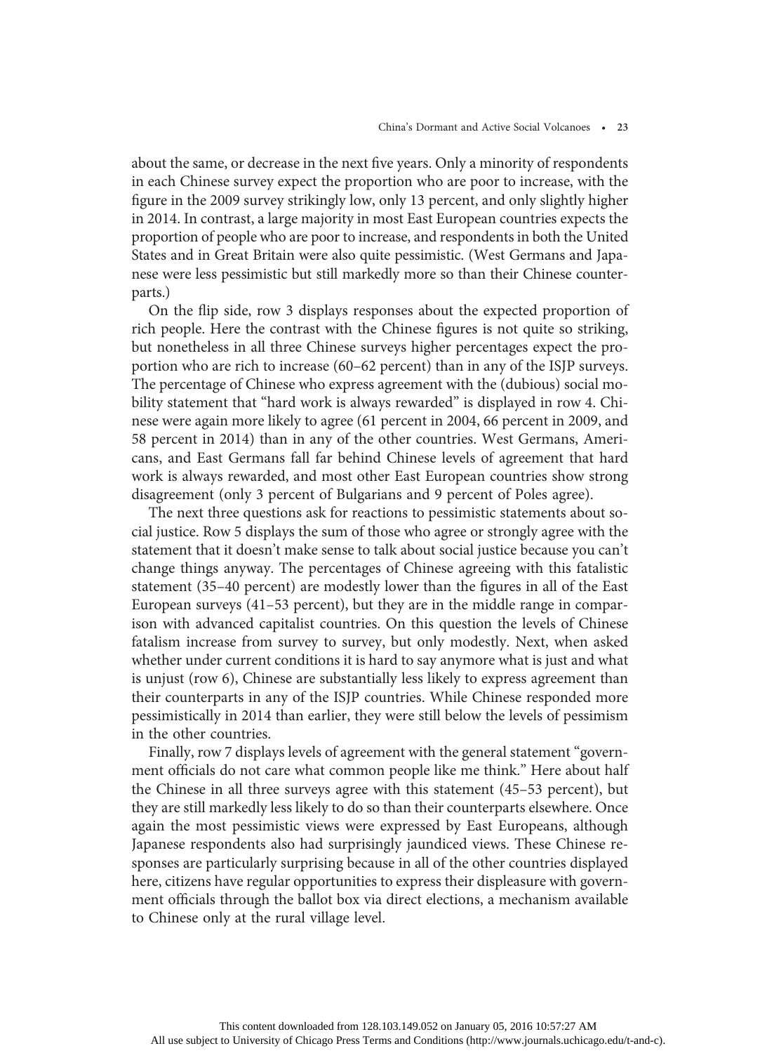about the same, or decrease in the next five years. Only a minority of respondents in each Chinese survey expect the proportion who are poor to increase, with the figure in the 2009 survey strikingly low, only 13 percent, and only slightly higher in 2014. In contrast, a large majority in most East European countries expects the proportion of people who are poor to increase, and respondents in both the United States and in Great Britain were also quite pessimistic. (West Germans and Japanese were less pessimistic but still markedly more so than their Chinese counterparts.)

On the flip side, row 3 displays responses about the expected proportion of rich people. Here the contrast with the Chinese figures is not quite so striking, but nonetheless in all three Chinese surveys higher percentages expect the proportion who are rich to increase (60–62 percent) than in any of the ISJP surveys. The percentage of Chinese who express agreement with the (dubious) social mobility statement that "hard work is always rewarded" is displayed in row 4. Chinese were again more likely to agree (61 percent in 2004, 66 percent in 2009, and 58 percent in 2014) than in any of the other countries. West Germans, Americans, and East Germans fall far behind Chinese levels of agreement that hard work is always rewarded, and most other East European countries show strong disagreement (only 3 percent of Bulgarians and 9 percent of Poles agree).

The next three questions ask for reactions to pessimistic statements about social justice. Row 5 displays the sum of those who agree or strongly agree with the statement that it doesn't make sense to talk about social justice because you can't change things anyway. The percentages of Chinese agreeing with this fatalistic statement (35–40 percent) are modestly lower than the figures in all of the East European surveys (41–53 percent), but they are in the middle range in comparison with advanced capitalist countries. On this question the levels of Chinese fatalism increase from survey to survey, but only modestly. Next, when asked whether under current conditions it is hard to say anymore what is just and what is unjust (row 6), Chinese are substantially less likely to express agreement than their counterparts in any of the ISJP countries. While Chinese responded more pessimistically in 2014 than earlier, they were still below the levels of pessimism in the other countries.

Finally, row 7 displays levels of agreement with the general statement "government officials do not care what common people like me think." Here about half the Chinese in all three surveys agree with this statement (45–53 percent), but they are still markedly less likely to do so than their counterparts elsewhere. Once again the most pessimistic views were expressed by East Europeans, although Japanese respondents also had surprisingly jaundiced views. These Chinese responses are particularly surprising because in all of the other countries displayed here, citizens have regular opportunities to express their displeasure with government officials through the ballot box via direct elections, a mechanism available to Chinese only at the rural village level.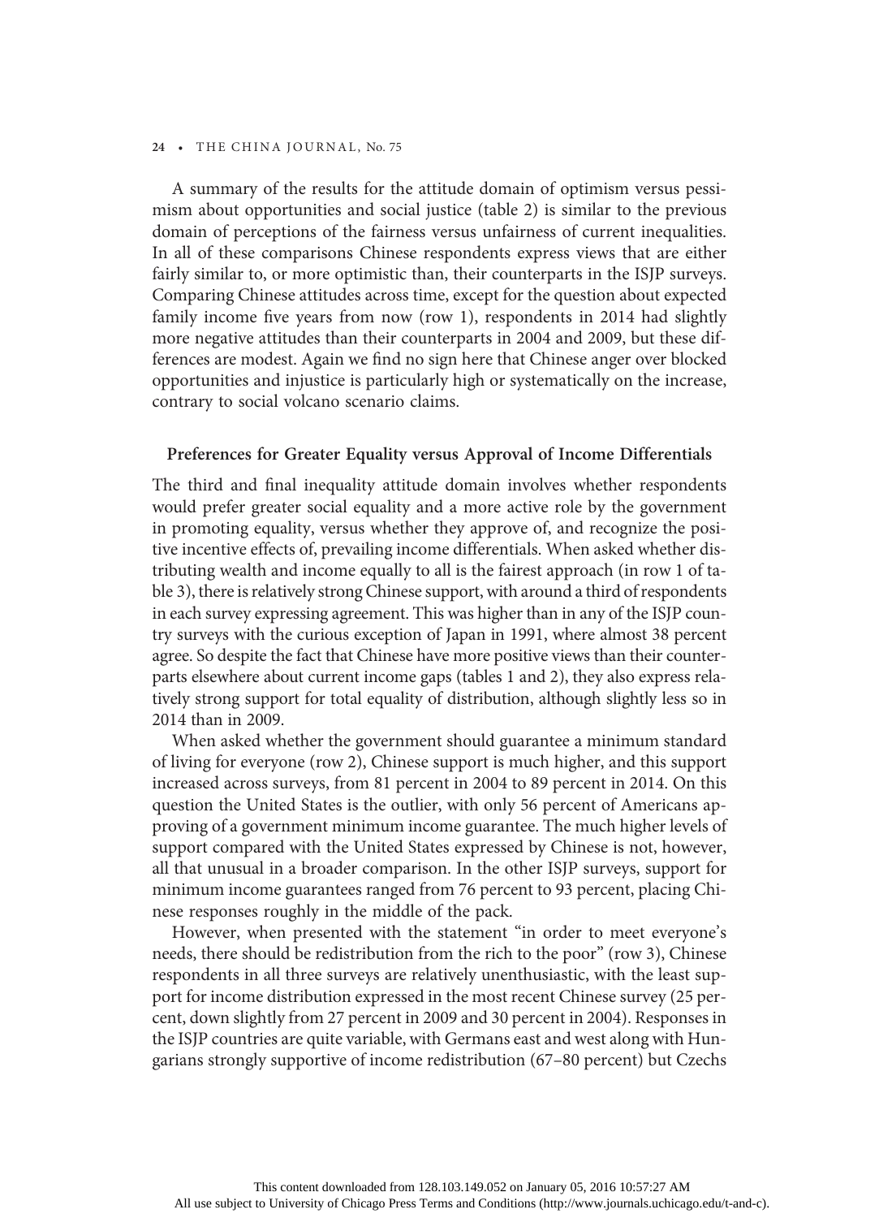A summary of the results for the attitude domain of optimism versus pessimism about opportunities and social justice (table 2) is similar to the previous domain of perceptions of the fairness versus unfairness of current inequalities. In all of these comparisons Chinese respondents express views that are either fairly similar to, or more optimistic than, their counterparts in the ISJP surveys. Comparing Chinese attitudes across time, except for the question about expected family income five years from now (row 1), respondents in 2014 had slightly more negative attitudes than their counterparts in 2004 and 2009, but these differences are modest. Again we find no sign here that Chinese anger over blocked opportunities and injustice is particularly high or systematically on the increase, contrary to social volcano scenario claims.

### Preferences for Greater Equality versus Approval of Income Differentials

The third and final inequality attitude domain involves whether respondents would prefer greater social equality and a more active role by the government in promoting equality, versus whether they approve of, and recognize the positive incentive effects of, prevailing income differentials. When asked whether distributing wealth and income equally to all is the fairest approach (in row 1 of table 3), there is relatively strong Chinese support, with around a third of respondents in each survey expressing agreement. This was higher than in any of the ISJP country surveys with the curious exception of Japan in 1991, where almost 38 percent agree. So despite the fact that Chinese have more positive views than their counterparts elsewhere about current income gaps (tables 1 and 2), they also express relatively strong support for total equality of distribution, although slightly less so in 2014 than in 2009.

When asked whether the government should guarantee a minimum standard of living for everyone (row 2), Chinese support is much higher, and this support increased across surveys, from 81 percent in 2004 to 89 percent in 2014. On this question the United States is the outlier, with only 56 percent of Americans approving of a government minimum income guarantee. The much higher levels of support compared with the United States expressed by Chinese is not, however, all that unusual in a broader comparison. In the other ISJP surveys, support for minimum income guarantees ranged from 76 percent to 93 percent, placing Chinese responses roughly in the middle of the pack.

However, when presented with the statement "in order to meet everyone's needs, there should be redistribution from the rich to the poor" (row 3), Chinese respondents in all three surveys are relatively unenthusiastic, with the least support for income distribution expressed in the most recent Chinese survey (25 percent, down slightly from 27 percent in 2009 and 30 percent in 2004). Responses in the ISJP countries are quite variable, with Germans east and west along with Hungarians strongly supportive of income redistribution (67–80 percent) but Czechs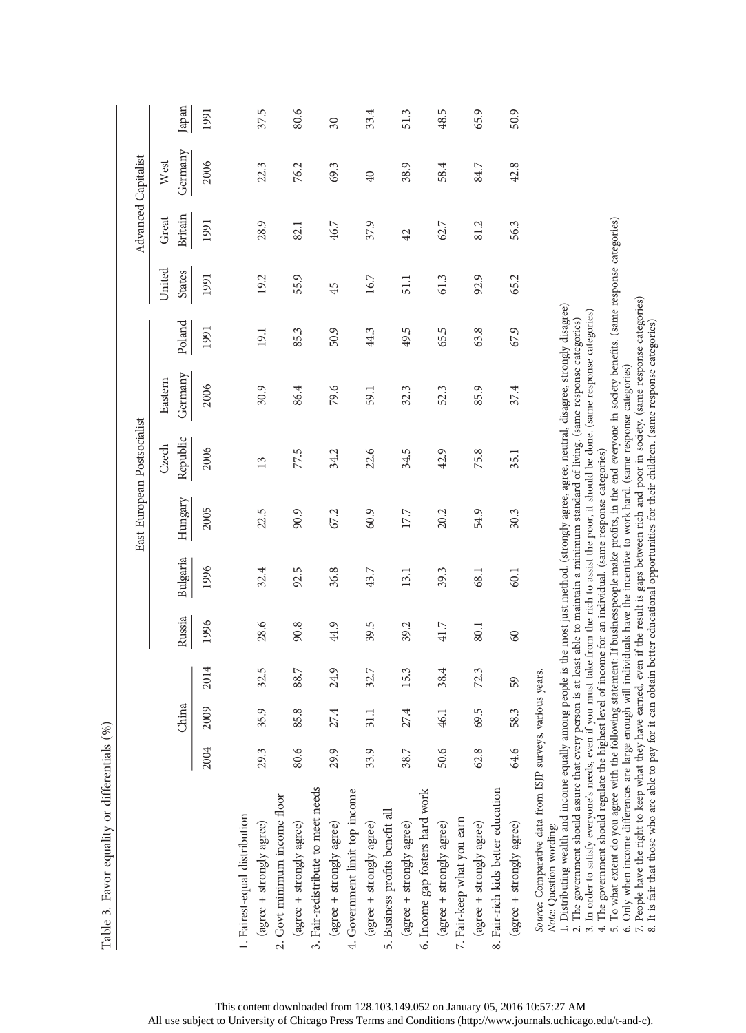Table 3. Favor equality or differentials (%)

| | China | | | East European Postsocialist | | | | | | Advanced Capitalist | | | |
|---|---|---|---|---|---|---|---|---|---|---|---|---|---|
| | | | | Russia | Bulgaria | Hungary | Czech Republic | Eastern Germany | Poland | United States | Great Britain | West Germany | Japan |
| | 2004 | 2009 | 2014 | 1996 | 1996 | 2005 | 2006 | 2006 | 1991 | 1991 | 1991 | 2006 | 1991 |
| 1. Fairest-equal distribution (agree + strongly agree) | 29.3 | 35.9 | 32.5 | 28.6 | 32.4 | 22.5 | 13 | 30.9 | 19.1 | 19.2 | 28.9 | 22.3 | 37.5 |
| 2. Govt minimum income floor (agree + strongly agree) | 80.6 | 85.8 | 88.7 | 90.8 | 92.5 | 90.9 | 77.5 | 86.4 | 85.3 | 55.9 | 82.1 | 76.2 | 80.6 |
| 3. Fair-redistribute to meet needs (agree + strongly agree) | 29.9 | 27.4 | 24.9 | 44.9 | 36.8 | 67.2 | 34.2 | 79.6 | 50.9 | 45 | 46.7 | 69.3 | 30 |
| 4. Government limit top income (agree + strongly agree) | 33.9 | 31.1 | 32.7 | 39.5 | 43.7 | 60.9 | 22.6 | 59.1 | 44.3 | 16.7 | 37.9 | 40 | 33.4 |
| 5. Business profits benefit all (agree + strongly agree) | 38.7 | 27.4 | 15.3 | 39.2 | 13.1 | 17.7 | 34.5 | 32.3 | 49.5 | 51.1 | 42 | 38.9 | 51.3 |
| 6. Income gap fosters hard work (agree + strongly agree) | 50.6 | 46.1 | 38.4 | 41.7 | 39.3 | 20.2 | 42.9 | 52.3 | 65.5 | 61.3 | 62.7 | 58.4 | 48.5 |
| 7. Fair-keep what you earn (agree + strongly agree) | 62.8 | 69.5 | 72.3 | 80.1 | 68.1 | 54.9 | 75.8 | 85.9 | 63.8 | 92.9 | 81.2 | 84.7 | 65.9 |
| 8. Fair-rich kids better education (agree + strongly agree) | 64.6 | 58.3 | 59 | 60 | 60.1 | 30.3 | 35.1 | 37.4 | 67.9 | 65.2 | 56.3 | 42.8 | 50.9 |

*Source:* Comparative data from ISJP surveys, various years.

*Note:* Question wording:

1. Distributing wealth and income equally among people is the most just method. (strongly agree, agree, neutral, disagree, strongly disagree)
2. The government should assure that every person is at least able to maintain a minimum standard of living. (same response categories)
3. In order to satisfy everyone's needs, even if you must take from the rich to assist the poor, it should be done. (same response categories)
4. The government should regulate the highest level of income for an individual. (same response categories)
5. To what extent do you agree with the following statement: If businesspeople make profits, in the end everyone in society benefits. (same response categories)
6. Only when income differences are large enough will individuals have the incentive to work hard. (same response categories)
7. People have the right to keep what they have earned, even if the result is gaps between rich and poor in society. (same response categories)
8. It is fair that those who are able to pay for it can obtain better educational opportunities for their children. (same response categories)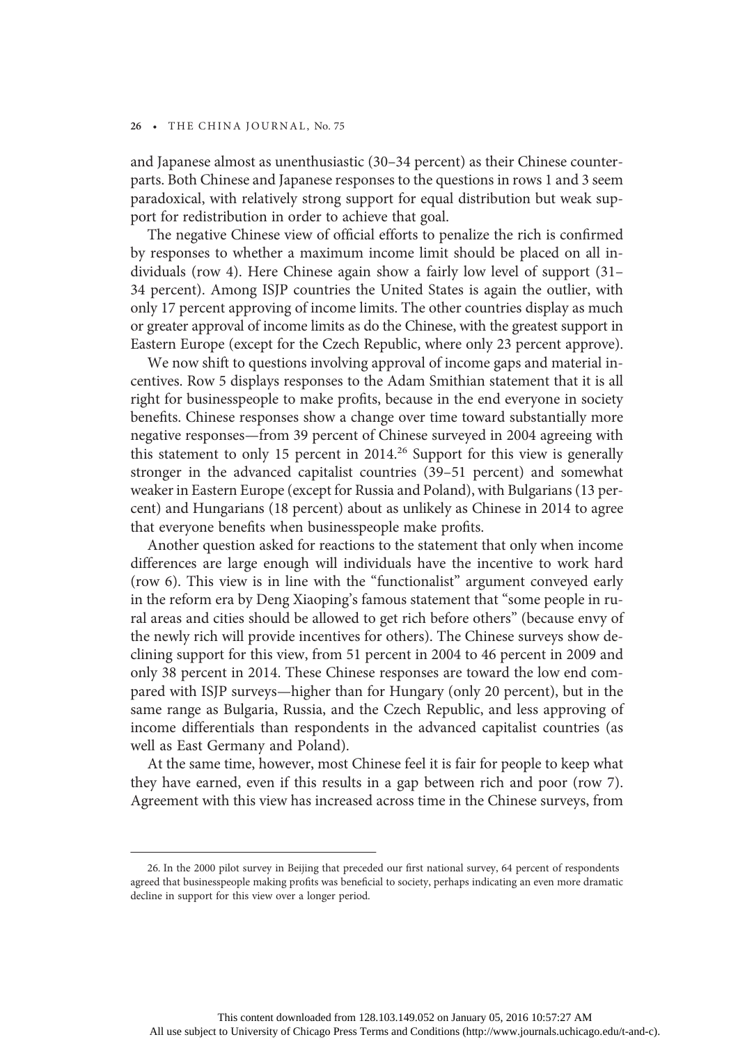and Japanese almost as unenthusiastic (30–34 percent) as their Chinese counterparts. Both Chinese and Japanese responses to the questions in rows 1 and 3 seem paradoxical, with relatively strong support for equal distribution but weak support for redistribution in order to achieve that goal.

The negative Chinese view of official efforts to penalize the rich is confirmed by responses to whether a maximum income limit should be placed on all individuals (row 4). Here Chinese again show a fairly low level of support (31–34 percent). Among ISJP countries the United States is again the outlier, with only 17 percent approving of income limits. The other countries display as much or greater approval of income limits as do the Chinese, with the greatest support in Eastern Europe (except for the Czech Republic, where only 23 percent approve).

We now shift to questions involving approval of income gaps and material incentives. Row 5 displays responses to the Adam Smithian statement that it is all right for businesspeople to make profits, because in the end everyone in society benefits. Chinese responses show a change over time toward substantially more negative responses—from 39 percent of Chinese surveyed in 2004 agreeing with this statement to only 15 percent in 2014.[26] Support for this view is generally stronger in the advanced capitalist countries (39–51 percent) and somewhat weaker in Eastern Europe (except for Russia and Poland), with Bulgarians (13 percent) and Hungarians (18 percent) about as unlikely as Chinese in 2014 to agree that everyone benefits when businesspeople make profits.

Another question asked for reactions to the statement that only when income differences are large enough will individuals have the incentive to work hard (row 6). This view is in line with the "functionalist" argument conveyed early in the reform era by Deng Xiaoping's famous statement that "some people in rural areas and cities should be allowed to get rich before others" (because envy of the newly rich will provide incentives for others). The Chinese surveys show declining support for this view, from 51 percent in 2004 to 46 percent in 2009 and only 38 percent in 2014. These Chinese responses are toward the low end compared with ISJP surveys—higher than for Hungary (only 20 percent), but in the same range as Bulgaria, Russia, and the Czech Republic, and less approving of income differentials than respondents in the advanced capitalist countries (as well as East Germany and Poland).

At the same time, however, most Chinese feel it is fair for people to keep what they have earned, even if this results in a gap between rich and poor (row 7). Agreement with this view has increased across time in the Chinese surveys, from

26. In the 2000 pilot survey in Beijing that preceded our first national survey, 64 percent of respondents agreed that businesspeople making profits was beneficial to society, perhaps indicating an even more dramatic decline in support for this view over a longer period.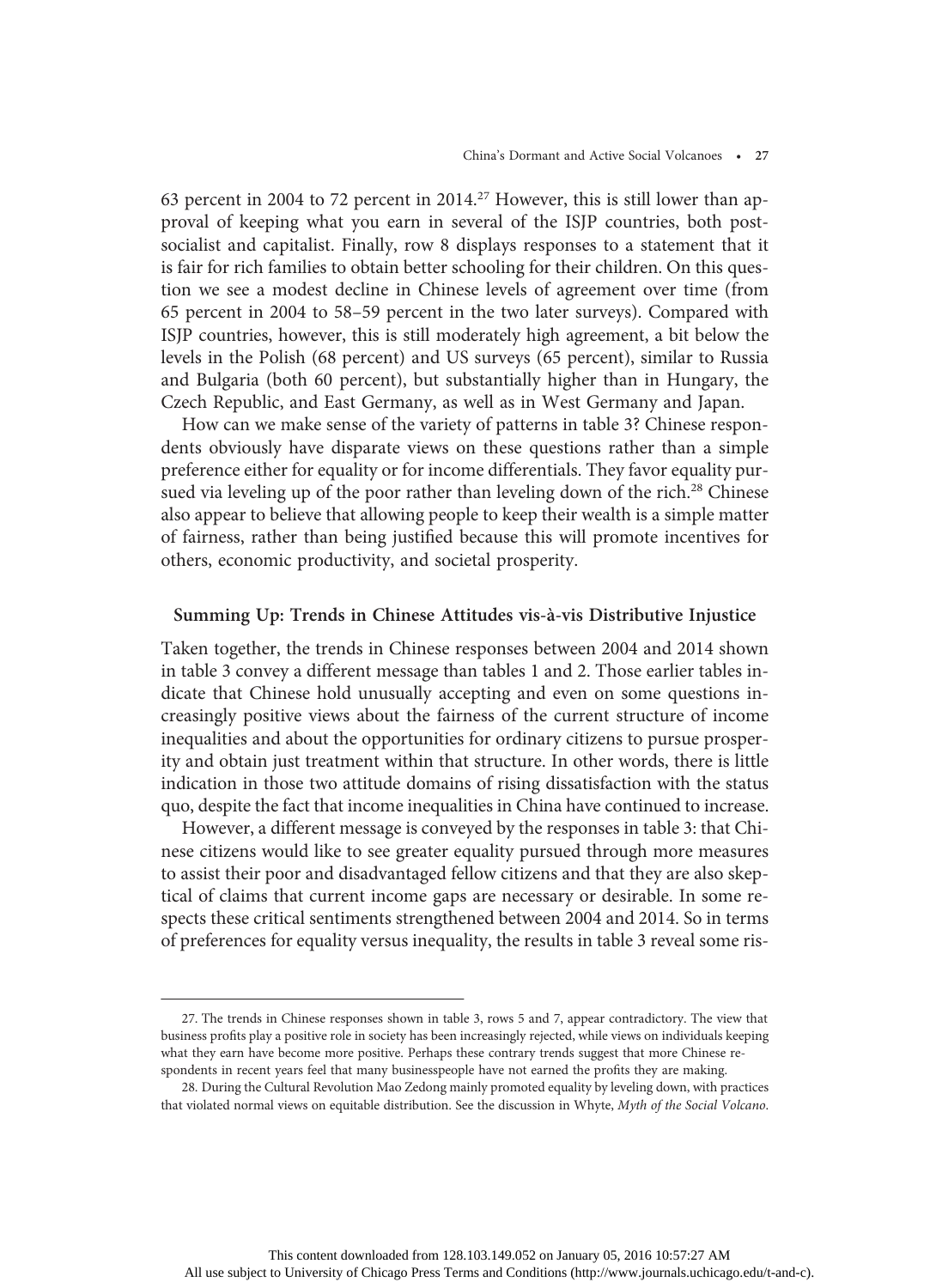63 percent in 2004 to 72 percent in 2014.[27] However, this is still lower than approval of keeping what you earn in several of the ISJP countries, both post-socialist and capitalist. Finally, row 8 displays responses to a statement that it is fair for rich families to obtain better schooling for their children. On this question we see a modest decline in Chinese levels of agreement over time (from 65 percent in 2004 to 58–59 percent in the two later surveys). Compared with ISJP countries, however, this is still moderately high agreement, a bit below the levels in the Polish (68 percent) and US surveys (65 percent), similar to Russia and Bulgaria (both 60 percent), but substantially higher than in Hungary, the Czech Republic, and East Germany, as well as in West Germany and Japan.

How can we make sense of the variety of patterns in table 3? Chinese respondents obviously have disparate views on these questions rather than a simple preference either for equality or for income differentials. They favor equality pursued via leveling up of the poor rather than leveling down of the rich.[28] Chinese also appear to believe that allowing people to keep their wealth is a simple matter of fairness, rather than being justified because this will promote incentives for others, economic productivity, and societal prosperity.

## Summing Up: Trends in Chinese Attitudes vis-à-vis Distributive Injustice

Taken together, the trends in Chinese responses between 2004 and 2014 shown in table 3 convey a different message than tables 1 and 2. Those earlier tables indicate that Chinese hold unusually accepting and even on some questions increasingly positive views about the fairness of the current structure of income inequalities and about the opportunities for ordinary citizens to pursue prosperity and obtain just treatment within that structure. In other words, there is little indication in those two attitude domains of rising dissatisfaction with the status quo, despite the fact that income inequalities in China have continued to increase.

However, a different message is conveyed by the responses in table 3: that Chinese citizens would like to see greater equality pursued through more measures to assist their poor and disadvantaged fellow citizens and that they are also skeptical of claims that current income gaps are necessary or desirable. In some respects these critical sentiments strengthened between 2004 and 2014. So in terms of preferences for equality versus inequality, the results in table 3 reveal some ris-

27. The trends in Chinese responses shown in table 3, rows 5 and 7, appear contradictory. The view that business profits play a positive role in society has been increasingly rejected, while views on individuals keeping what they earn have become more positive. Perhaps these contrary trends suggest that more Chinese respondents in recent years feel that many businesspeople have not earned the profits they are making.

28. During the Cultural Revolution Mao Zedong mainly promoted equality by leveling down, with practices that violated normal views on equitable distribution. See the discussion in Whyte, *Myth of the Social Volcano*.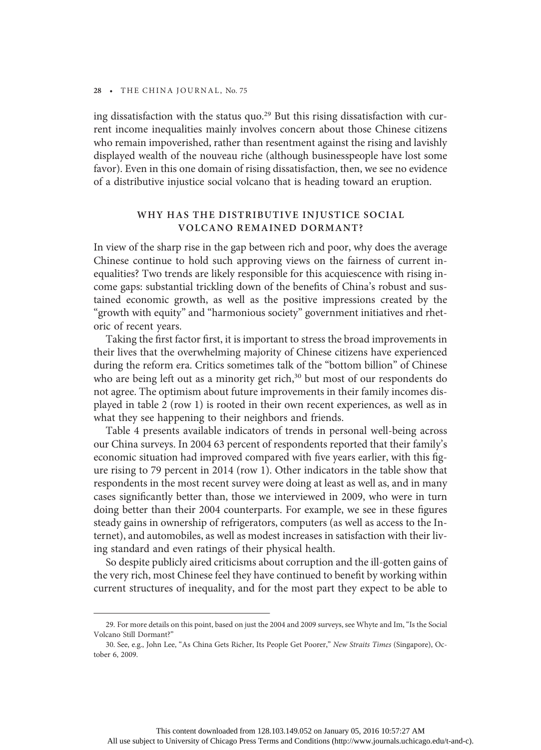ing dissatisfaction with the status quo.[29] But this rising dissatisfaction with current income inequalities mainly involves concern about those Chinese citizens who remain impoverished, rather than resentment against the rising and lavishly displayed wealth of the nouveau riche (although businesspeople have lost some favor). Even in this one domain of rising dissatisfaction, then, we see no evidence of a distributive injustice social volcano that is heading toward an eruption.

## WHY HAS THE DISTRIBUTIVE INJUSTICE SOCIAL VOLCANO REMAINED DORMANT?

In view of the sharp rise in the gap between rich and poor, why does the average Chinese continue to hold such approving views on the fairness of current inequalities? Two trends are likely responsible for this acquiescence with rising income gaps: substantial trickling down of the benefits of China's robust and sustained economic growth, as well as the positive impressions created by the "growth with equity" and "harmonious society" government initiatives and rhetoric of recent years.

Taking the first factor first, it is important to stress the broad improvements in their lives that the overwhelming majority of Chinese citizens have experienced during the reform era. Critics sometimes talk of the "bottom billion" of Chinese who are being left out as a minority get rich,[30] but most of our respondents do not agree. The optimism about future improvements in their family incomes displayed in table 2 (row 1) is rooted in their own recent experiences, as well as in what they see happening to their neighbors and friends.

Table 4 presents available indicators of trends in personal well-being across our China surveys. In 2004 63 percent of respondents reported that their family's economic situation had improved compared with five years earlier, with this figure rising to 79 percent in 2014 (row 1). Other indicators in the table show that respondents in the most recent survey were doing at least as well as, and in many cases significantly better than, those we interviewed in 2009, who were in turn doing better than their 2004 counterparts. For example, we see in these figures steady gains in ownership of refrigerators, computers (as well as access to the Internet), and automobiles, as well as modest increases in satisfaction with their living standard and even ratings of their physical health.

So despite publicly aired criticisms about corruption and the ill-gotten gains of the very rich, most Chinese feel they have continued to benefit by working within current structures of inequality, and for the most part they expect to be able to

29. For more details on this point, based on just the 2004 and 2009 surveys, see Whyte and Im, "Is the Social Volcano Still Dormant?"

30. See, e.g., John Lee, "As China Gets Richer, Its People Get Poorer," *New Straits Times* (Singapore), October 6, 2009.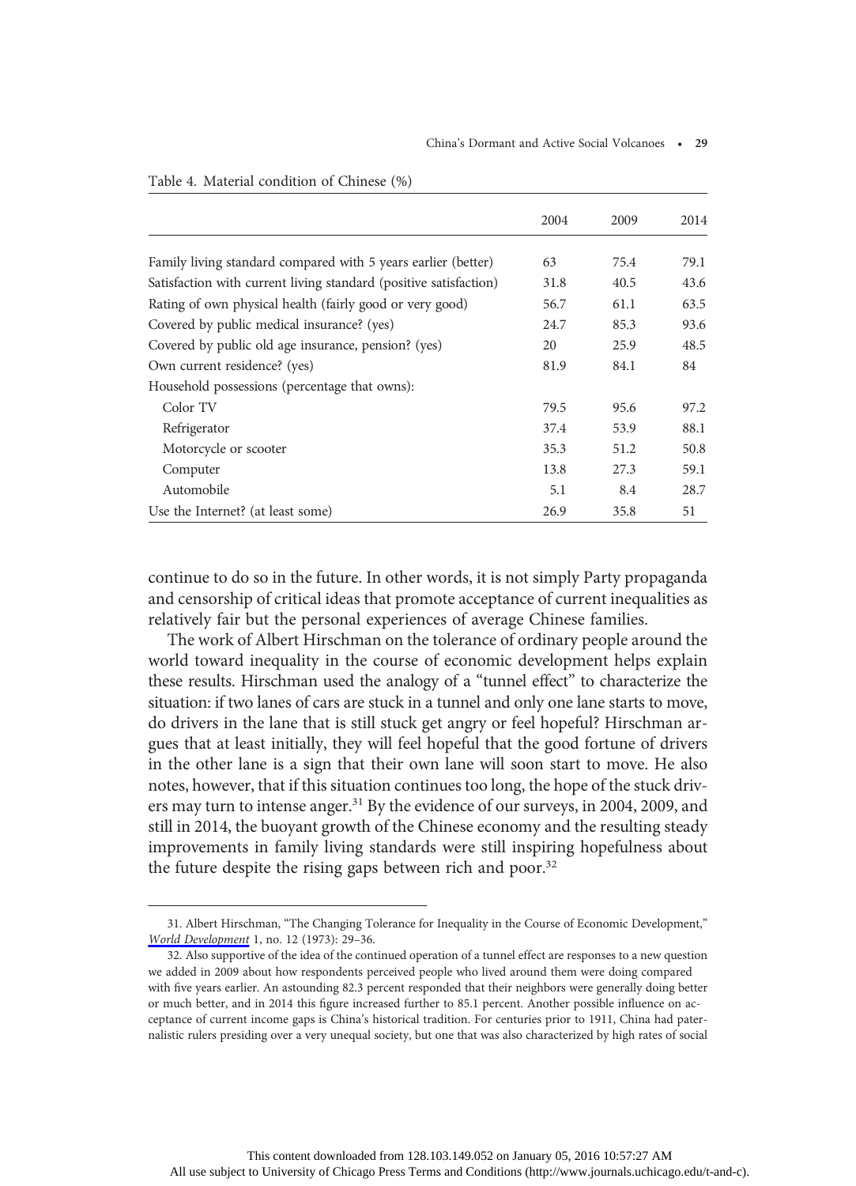Table 4. Material condition of Chinese (%)

| | 2004 | 2009 | 2014 |
|---|---|---|---|
| Family living standard compared with 5 years earlier (better) | 63 | 75.4 | 79.1 |
| Satisfaction with current living standard (positive satisfaction) | 31.8 | 40.5 | 43.6 |
| Rating of own physical health (fairly good or very good) | 56.7 | 61.1 | 63.5 |
| Covered by public medical insurance? (yes) | 24.7 | 85.3 | 93.6 |
| Covered by public old age insurance, pension? (yes) | 20 | 25.9 | 48.5 |
| Own current residence? (yes) | 81.9 | 84.1 | 84 |
| Household possessions (percentage that owns): | | | |
| Color TV | 79.5 | 95.6 | 97.2 |
| Refrigerator | 37.4 | 53.9 | 88.1 |
| Motorcycle or scooter | 35.3 | 51.2 | 50.8 |
| Computer | 13.8 | 27.3 | 59.1 |
| Automobile | 5.1 | 8.4 | 28.7 |
| Use the Internet? (at least some) | 26.9 | 35.8 | 51 |

continue to do so in the future. In other words, it is not simply Party propaganda and censorship of critical ideas that promote acceptance of current inequalities as relatively fair but the personal experiences of average Chinese families.

The work of Albert Hirschman on the tolerance of ordinary people around the world toward inequality in the course of economic development helps explain these results. Hirschman used the analogy of a "tunnel effect" to characterize the situation: if two lanes of cars are stuck in a tunnel and only one lane starts to move, do drivers in the lane that is still stuck get angry or feel hopeful? Hirschman argues that at least initially, they will feel hopeful that the good fortune of drivers in the other lane is a sign that their own lane will soon start to move. He also notes, however, that if this situation continues too long, the hope of the stuck drivers may turn to intense anger.[31] By the evidence of our surveys, in 2004, 2009, and still in 2014, the buoyant growth of the Chinese economy and the resulting steady improvements in family living standards were still inspiring hopefulness about the future despite the rising gaps between rich and poor.[32]

31. Albert Hirschman, "The Changing Tolerance for Inequality in the Course of Economic Development," *World Development* 1, no. 12 (1973): 29–36.

32. Also supportive of the idea of the continued operation of a tunnel effect are responses to a new question we added in 2009 about how respondents perceived people who lived around them were doing compared with five years earlier. An astounding 82.3 percent responded that their neighbors were generally doing better or much better, and in 2014 this figure increased further to 85.1 percent. Another possible influence on acceptance of current income gaps is China's historical tradition. For centuries prior to 1911, China had paternalistic rulers presiding over a very unequal society, but one that was also characterized by high rates of social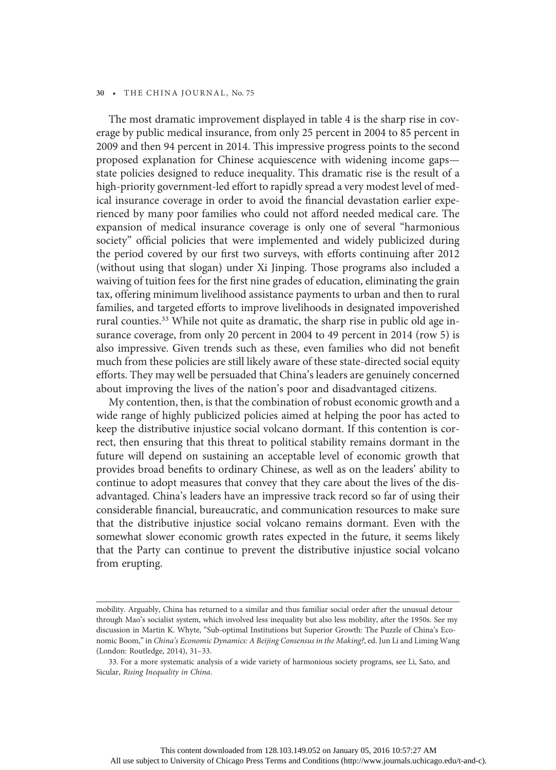The most dramatic improvement displayed in table 4 is the sharp rise in coverage by public medical insurance, from only 25 percent in 2004 to 85 percent in 2009 and then 94 percent in 2014. This impressive progress points to the second proposed explanation for Chinese acquiescence with widening income gaps—state policies designed to reduce inequality. This dramatic rise is the result of a high-priority government-led effort to rapidly spread a very modest level of medical insurance coverage in order to avoid the financial devastation earlier experienced by many poor families who could not afford needed medical care. The expansion of medical insurance coverage is only one of several "harmonious society" official policies that were implemented and widely publicized during the period covered by our first two surveys, with efforts continuing after 2012 (without using that slogan) under Xi Jinping. Those programs also included a waiving of tuition fees for the first nine grades of education, eliminating the grain tax, offering minimum livelihood assistance payments to urban and then to rural families, and targeted efforts to improve livelihoods in designated impoverished rural counties.[33] While not quite as dramatic, the sharp rise in public old age insurance coverage, from only 20 percent in 2004 to 49 percent in 2014 (row 5) is also impressive. Given trends such as these, even families who did not benefit much from these policies are still likely aware of these state-directed social equity efforts. They may well be persuaded that China's leaders are genuinely concerned about improving the lives of the nation's poor and disadvantaged citizens.

My contention, then, is that the combination of robust economic growth and a wide range of highly publicized policies aimed at helping the poor has acted to keep the distributive injustice social volcano dormant. If this contention is correct, then ensuring that this threat to political stability remains dormant in the future will depend on sustaining an acceptable level of economic growth that provides broad benefits to ordinary Chinese, as well as on the leaders' ability to continue to adopt measures that convey that they care about the lives of the disadvantaged. China's leaders have an impressive track record so far of using their considerable financial, bureaucratic, and communication resources to make sure that the distributive injustice social volcano remains dormant. Even with the somewhat slower economic growth rates expected in the future, it seems likely that the Party can continue to prevent the distributive injustice social volcano from erupting.

---

mobility. Arguably, China has returned to a similar and thus familiar social order after the unusual detour through Mao's socialist system, which involved less inequality but also less mobility, after the 1950s. See my discussion in Martin K. Whyte, "Sub-optimal Institutions but Superior Growth: The Puzzle of China's Economic Boom," in *China's Economic Dynamics: A Beijing Consensus in the Making?*, ed. Jun Li and Liming Wang (London: Routledge, 2014), 31–33.

33. For a more systematic analysis of a wide variety of harmonious society programs, see Li, Sato, and Sicular, *Rising Inequality in China*.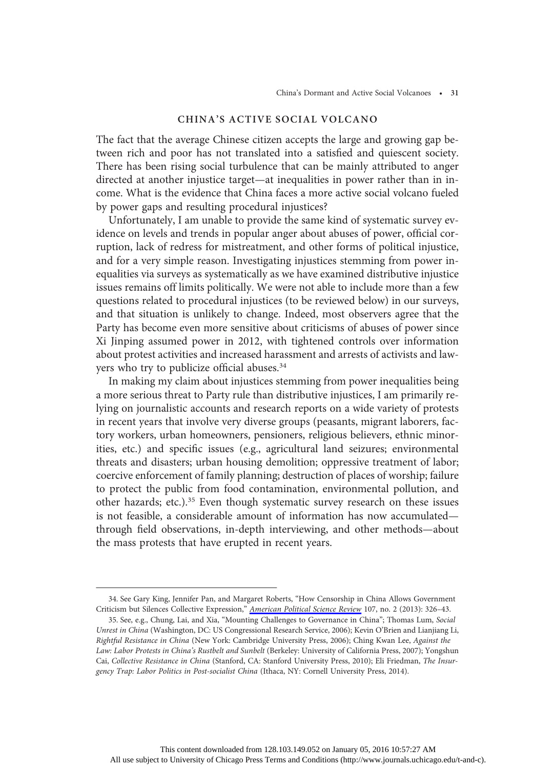## CHINA'S ACTIVE SOCIAL VOLCANO

The fact that the average Chinese citizen accepts the large and growing gap between rich and poor has not translated into a satisfied and quiescent society. There has been rising social turbulence that can be mainly attributed to anger directed at another injustice target—at inequalities in power rather than in income. What is the evidence that China faces a more active social volcano fueled by power gaps and resulting procedural injustices?

Unfortunately, I am unable to provide the same kind of systematic survey evidence on levels and trends in popular anger about abuses of power, official corruption, lack of redress for mistreatment, and other forms of political injustice, and for a very simple reason. Investigating injustices stemming from power inequalities via surveys as systematically as we have examined distributive injustice issues remains off limits politically. We were not able to include more than a few questions related to procedural injustices (to be reviewed below) in our surveys, and that situation is unlikely to change. Indeed, most observers agree that the Party has become even more sensitive about criticisms of abuses of power since Xi Jinping assumed power in 2012, with tightened controls over information about protest activities and increased harassment and arrests of activists and lawyers who try to publicize official abuses.[34]

In making my claim about injustices stemming from power inequalities being a more serious threat to Party rule than distributive injustices, I am primarily relying on journalistic accounts and research reports on a wide variety of protests in recent years that involve very diverse groups (peasants, migrant laborers, factory workers, urban homeowners, pensioners, religious believers, ethnic minorities, etc.) and specific issues (e.g., agricultural land seizures; environmental threats and disasters; urban housing demolition; oppressive treatment of labor; coercive enforcement of family planning; destruction of places of worship; failure to protect the public from food contamination, environmental pollution, and other hazards; etc.).[35] Even though systematic survey research on these issues is not feasible, a considerable amount of information has now accumulated—through field observations, in-depth interviewing, and other methods—about the mass protests that have erupted in recent years.

---

34. See Gary King, Jennifer Pan, and Margaret Roberts, "How Censorship in China Allows Government Criticism but Silences Collective Expression," *American Political Science Review* 107, no. 2 (2013): 326–43.

35. See, e.g., Chung, Lai, and Xia, "Mounting Challenges to Governance in China"; Thomas Lum, *Social Unrest in China* (Washington, DC: US Congressional Research Service, 2006); Kevin O'Brien and Lianjiang Li, *Rightful Resistance in China* (New York: Cambridge University Press, 2006); Ching Kwan Lee, *Against the Law: Labor Protests in China's Rustbelt and Sunbelt* (Berkeley: University of California Press, 2007); Yongshun Cai, *Collective Resistance in China* (Stanford, CA: Stanford University Press, 2010); Eli Friedman, *The Insurgency Trap: Labor Politics in Post-socialist China* (Ithaca, NY: Cornell University Press, 2014).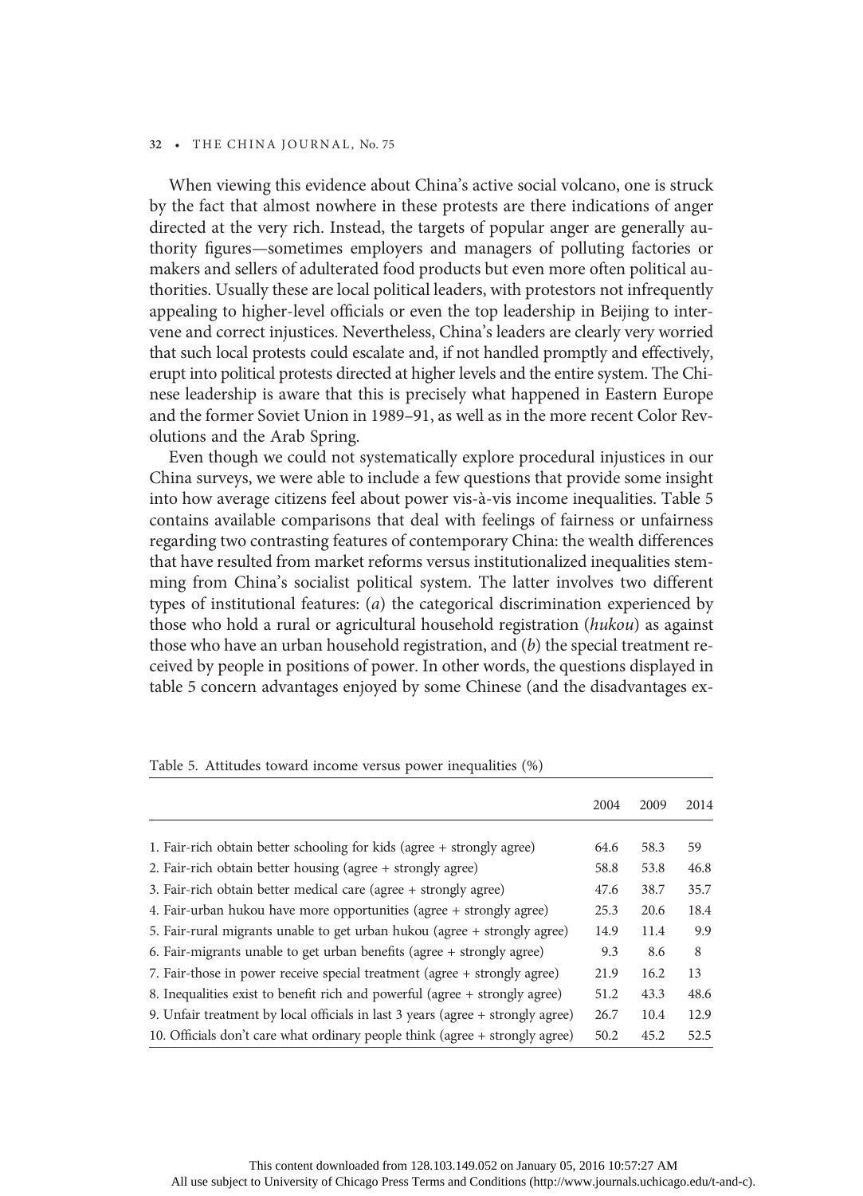When viewing this evidence about China's active social volcano, one is struck by the fact that almost nowhere in these protests are there indications of anger directed at the very rich. Instead, the targets of popular anger are generally authority figures—sometimes employers and managers of polluting factories or makers and sellers of adulterated food products but even more often political authorities. Usually these are local political leaders, with protestors not infrequently appealing to higher-level officials or even the top leadership in Beijing to intervene and correct injustices. Nevertheless, China's leaders are clearly very worried that such local protests could escalate and, if not handled promptly and effectively, erupt into political protests directed at higher levels and the entire system. The Chinese leadership is aware that this is precisely what happened in Eastern Europe and the former Soviet Union in 1989–91, as well as in the more recent Color Revolutions and the Arab Spring.

Even though we could not systematically explore procedural injustices in our China surveys, we were able to include a few questions that provide some insight into how average citizens feel about power vis-à-vis income inequalities. Table 5 contains available comparisons that deal with feelings of fairness or unfairness regarding two contrasting features of contemporary China: the wealth differences that have resulted from market reforms versus institutionalized inequalities stemming from China's socialist political system. The latter involves two different types of institutional features: (*a*) the categorical discrimination experienced by those who hold a rural or agricultural household registration (*hukou*) as against those who have an urban household registration, and (*b*) the special treatment received by people in positions of power. In other words, the questions displayed in table 5 concern advantages enjoyed by some Chinese (and the disadvantages ex-

Table 5. Attitudes toward income versus power inequalities (%)

| | 2004 | 2009 | 2014 |
|---|---|---|---|
| 1. Fair-rich obtain better schooling for kids (agree + strongly agree) | 64.6 | 58.3 | 59 |
| 2. Fair-rich obtain better housing (agree + strongly agree) | 58.8 | 53.8 | 46.8 |
| 3. Fair-rich obtain better medical care (agree + strongly agree) | 47.6 | 38.7 | 35.7 |
| 4. Fair-urban hukou have more opportunities (agree + strongly agree) | 25.3 | 20.6 | 18.4 |
| 5. Fair-rural migrants unable to get urban hukou (agree + strongly agree) | 14.9 | 11.4 | 9.9 |
| 6. Fair-migrants unable to get urban benefits (agree + strongly agree) | 9.3 | 8.6 | 8 |
| 7. Fair-those in power receive special treatment (agree + strongly agree) | 21.9 | 16.2 | 13 |
| 8. Inequalities exist to benefit rich and powerful (agree + strongly agree) | 51.2 | 43.3 | 48.6 |
| 9. Unfair treatment by local officials in last 3 years (agree + strongly agree) | 26.7 | 10.4 | 12.9 |
| 10. Officials don't care what ordinary people think (agree + strongly agree) | 50.2 | 45.2 | 52.5 |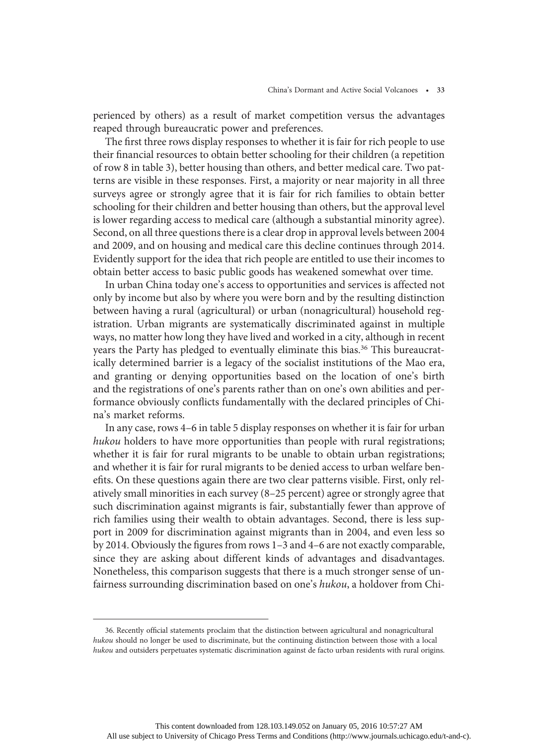perienced by others) as a result of market competition versus the advantages reaped through bureaucratic power and preferences.

The first three rows display responses to whether it is fair for rich people to use their financial resources to obtain better schooling for their children (a repetition of row 8 in table 3), better housing than others, and better medical care. Two patterns are visible in these responses. First, a majority or near majority in all three surveys agree or strongly agree that it is fair for rich families to obtain better schooling for their children and better housing than others, but the approval level is lower regarding access to medical care (although a substantial minority agree). Second, on all three questions there is a clear drop in approval levels between 2004 and 2009, and on housing and medical care this decline continues through 2014. Evidently support for the idea that rich people are entitled to use their incomes to obtain better access to basic public goods has weakened somewhat over time.

In urban China today one's access to opportunities and services is affected not only by income but also by where you were born and by the resulting distinction between having a rural (agricultural) or urban (nonagricultural) household registration. Urban migrants are systematically discriminated against in multiple ways, no matter how long they have lived and worked in a city, although in recent years the Party has pledged to eventually eliminate this bias.[36] This bureaucratically determined barrier is a legacy of the socialist institutions of the Mao era, and granting or denying opportunities based on the location of one's birth and the registrations of one's parents rather than on one's own abilities and performance obviously conflicts fundamentally with the declared principles of China's market reforms.

In any case, rows 4–6 in table 5 display responses on whether it is fair for urban *hukou* holders to have more opportunities than people with rural registrations; whether it is fair for rural migrants to be unable to obtain urban registrations; and whether it is fair for rural migrants to be denied access to urban welfare benefits. On these questions again there are two clear patterns visible. First, only relatively small minorities in each survey (8–25 percent) agree or strongly agree that such discrimination against migrants is fair, substantially fewer than approve of rich families using their wealth to obtain advantages. Second, there is less support in 2009 for discrimination against migrants than in 2004, and even less so by 2014. Obviously the figures from rows 1–3 and 4–6 are not exactly comparable, since they are asking about different kinds of advantages and disadvantages. Nonetheless, this comparison suggests that there is a much stronger sense of unfairness surrounding discrimination based on one's *hukou*, a holdover from Chi-

36. Recently official statements proclaim that the distinction between agricultural and nonagricultural *hukou* should no longer be used to discriminate, but the continuing distinction between those with a local *hukou* and outsiders perpetuates systematic discrimination against de facto urban residents with rural origins.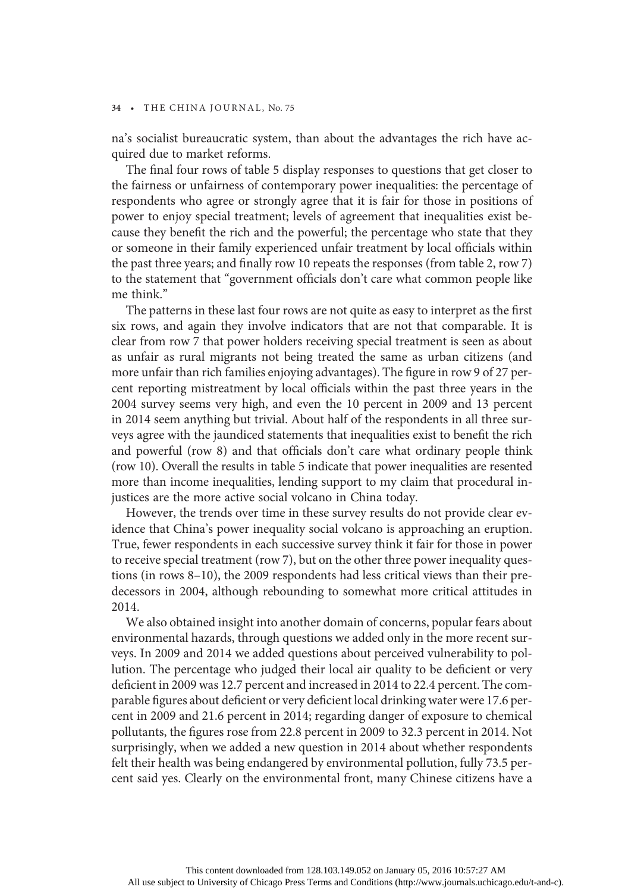na's socialist bureaucratic system, than about the advantages the rich have acquired due to market reforms.

The final four rows of table 5 display responses to questions that get closer to the fairness or unfairness of contemporary power inequalities: the percentage of respondents who agree or strongly agree that it is fair for those in positions of power to enjoy special treatment; levels of agreement that inequalities exist because they benefit the rich and the powerful; the percentage who state that they or someone in their family experienced unfair treatment by local officials within the past three years; and finally row 10 repeats the responses (from table 2, row 7) to the statement that "government officials don't care what common people like me think."

The patterns in these last four rows are not quite as easy to interpret as the first six rows, and again they involve indicators that are not that comparable. It is clear from row 7 that power holders receiving special treatment is seen as about as unfair as rural migrants not being treated the same as urban citizens (and more unfair than rich families enjoying advantages). The figure in row 9 of 27 percent reporting mistreatment by local officials within the past three years in the 2004 survey seems very high, and even the 10 percent in 2009 and 13 percent in 2014 seem anything but trivial. About half of the respondents in all three surveys agree with the jaundiced statements that inequalities exist to benefit the rich and powerful (row 8) and that officials don't care what ordinary people think (row 10). Overall the results in table 5 indicate that power inequalities are resented more than income inequalities, lending support to my claim that procedural injustices are the more active social volcano in China today.

However, the trends over time in these survey results do not provide clear evidence that China's power inequality social volcano is approaching an eruption. True, fewer respondents in each successive survey think it fair for those in power to receive special treatment (row 7), but on the other three power inequality questions (in rows 8–10), the 2009 respondents had less critical views than their predecessors in 2004, although rebounding to somewhat more critical attitudes in 2014.

We also obtained insight into another domain of concerns, popular fears about environmental hazards, through questions we added only in the more recent surveys. In 2009 and 2014 we added questions about perceived vulnerability to pollution. The percentage who judged their local air quality to be deficient or very deficient in 2009 was 12.7 percent and increased in 2014 to 22.4 percent. The comparable figures about deficient or very deficient local drinking water were 17.6 percent in 2009 and 21.6 percent in 2014; regarding danger of exposure to chemical pollutants, the figures rose from 22.8 percent in 2009 to 32.3 percent in 2014. Not surprisingly, when we added a new question in 2014 about whether respondents felt their health was being endangered by environmental pollution, fully 73.5 percent said yes. Clearly on the environmental front, many Chinese citizens have a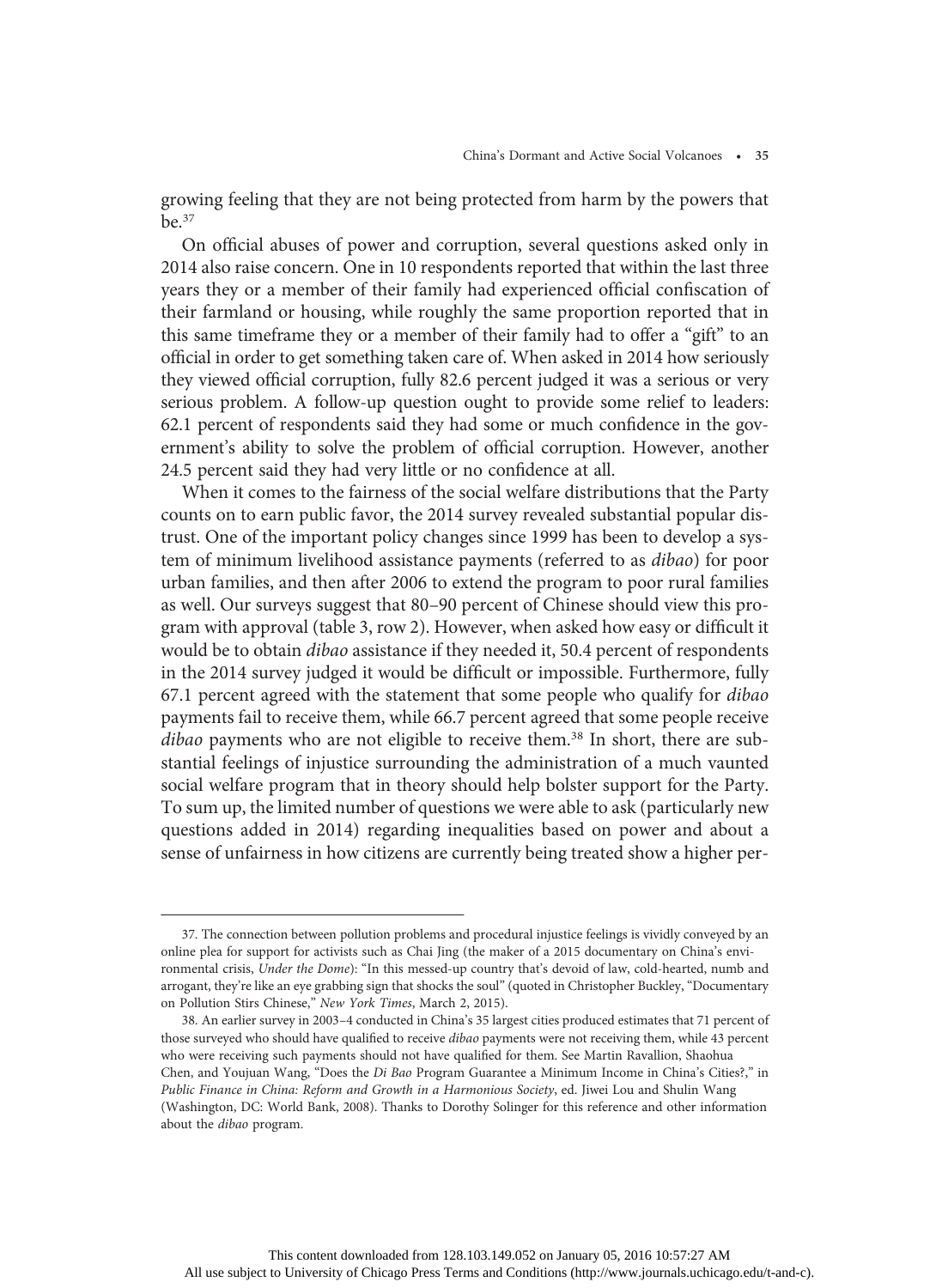growing feeling that they are not being protected from harm by the powers that be.[37]

On official abuses of power and corruption, several questions asked only in 2014 also raise concern. One in 10 respondents reported that within the last three years they or a member of their family had experienced official confiscation of their farmland or housing, while roughly the same proportion reported that in this same timeframe they or a member of their family had to offer a "gift" to an official in order to get something taken care of. When asked in 2014 how seriously they viewed official corruption, fully 82.6 percent judged it was a serious or very serious problem. A follow-up question ought to provide some relief to leaders: 62.1 percent of respondents said they had some or much confidence in the government's ability to solve the problem of official corruption. However, another 24.5 percent said they had very little or no confidence at all.

When it comes to the fairness of the social welfare distributions that the Party counts on to earn public favor, the 2014 survey revealed substantial popular distrust. One of the important policy changes since 1999 has been to develop a system of minimum livelihood assistance payments (referred to as *dibao*) for poor urban families, and then after 2006 to extend the program to poor rural families as well. Our surveys suggest that 80–90 percent of Chinese should view this program with approval (table 3, row 2). However, when asked how easy or difficult it would be to obtain *dibao* assistance if they needed it, 50.4 percent of respondents in the 2014 survey judged it would be difficult or impossible. Furthermore, fully 67.1 percent agreed with the statement that some people who qualify for *dibao* payments fail to receive them, while 66.7 percent agreed that some people receive *dibao* payments who are not eligible to receive them.[38] In short, there are substantial feelings of injustice surrounding the administration of a much vaunted social welfare program that in theory should help bolster support for the Party. To sum up, the limited number of questions we were able to ask (particularly new questions added in 2014) regarding inequalities based on power and about a sense of unfairness in how citizens are currently being treated show a higher per-

---

37. The connection between pollution problems and procedural injustice feelings is vividly conveyed by an online plea for support for activists such as Chai Jing (the maker of a 2015 documentary on China's environmental crisis, *Under the Dome*): "In this messed-up country that's devoid of law, cold-hearted, numb and arrogant, they're like an eye grabbing sign that shocks the soul" (quoted in Christopher Buckley, "Documentary on Pollution Stirs Chinese," *New York Times*, March 2, 2015).

38. An earlier survey in 2003–4 conducted in China's 35 largest cities produced estimates that 71 percent of those surveyed who should have qualified to receive *dibao* payments were not receiving them, while 43 percent who were receiving such payments should not have qualified for them. See Martin Ravallion, Shaohua Chen, and Youjuan Wang, "Does the *Di Bao* Program Guarantee a Minimum Income in China's Cities?," in *Public Finance in China: Reform and Growth in a Harmonious Society*, ed. Jiwei Lou and Shulin Wang (Washington, DC: World Bank, 2008). Thanks to Dorothy Solinger for this reference and other information about the *dibao* program.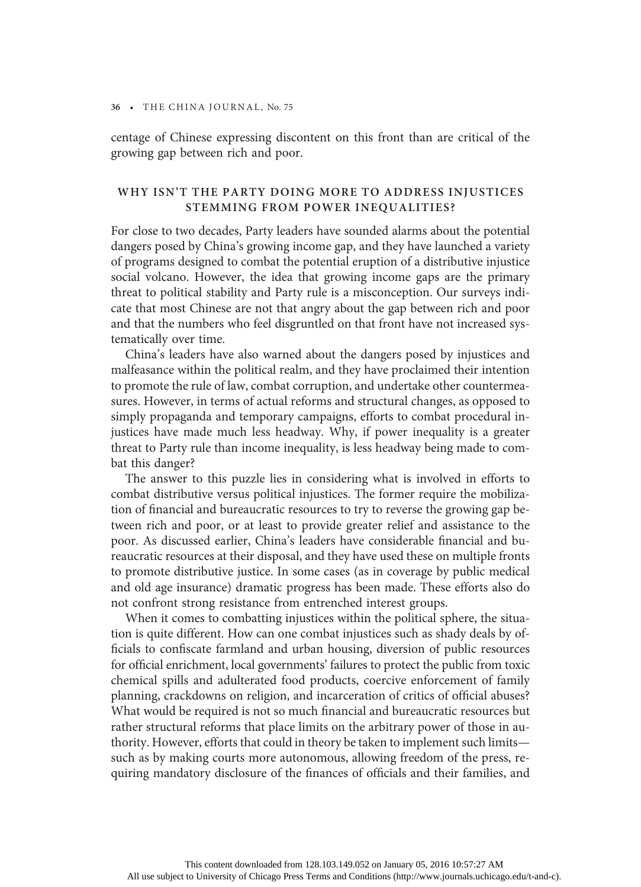centage of Chinese expressing discontent on this front than are critical of the growing gap between rich and poor.

## WHY ISN'T THE PARTY DOING MORE TO ADDRESS INJUSTICES STEMMING FROM POWER INEQUALITIES?

For close to two decades, Party leaders have sounded alarms about the potential dangers posed by China's growing income gap, and they have launched a variety of programs designed to combat the potential eruption of a distributive injustice social volcano. However, the idea that growing income gaps are the primary threat to political stability and Party rule is a misconception. Our surveys indicate that most Chinese are not that angry about the gap between rich and poor and that the numbers who feel disgruntled on that front have not increased systematically over time.

China's leaders have also warned about the dangers posed by injustices and malfeasance within the political realm, and they have proclaimed their intention to promote the rule of law, combat corruption, and undertake other countermeasures. However, in terms of actual reforms and structural changes, as opposed to simply propaganda and temporary campaigns, efforts to combat procedural injustices have made much less headway. Why, if power inequality is a greater threat to Party rule than income inequality, is less headway being made to combat this danger?

The answer to this puzzle lies in considering what is involved in efforts to combat distributive versus political injustices. The former require the mobilization of financial and bureaucratic resources to try to reverse the growing gap between rich and poor, or at least to provide greater relief and assistance to the poor. As discussed earlier, China's leaders have considerable financial and bureaucratic resources at their disposal, and they have used these on multiple fronts to promote distributive justice. In some cases (as in coverage by public medical and old age insurance) dramatic progress has been made. These efforts also do not confront strong resistance from entrenched interest groups.

When it comes to combatting injustices within the political sphere, the situation is quite different. How can one combat injustices such as shady deals by officials to confiscate farmland and urban housing, diversion of public resources for official enrichment, local governments' failures to protect the public from toxic chemical spills and adulterated food products, coercive enforcement of family planning, crackdowns on religion, and incarceration of critics of official abuses? What would be required is not so much financial and bureaucratic resources but rather structural reforms that place limits on the arbitrary power of those in authority. However, efforts that could in theory be taken to implement such limits—such as by making courts more autonomous, allowing freedom of the press, requiring mandatory disclosure of the finances of officials and their families, and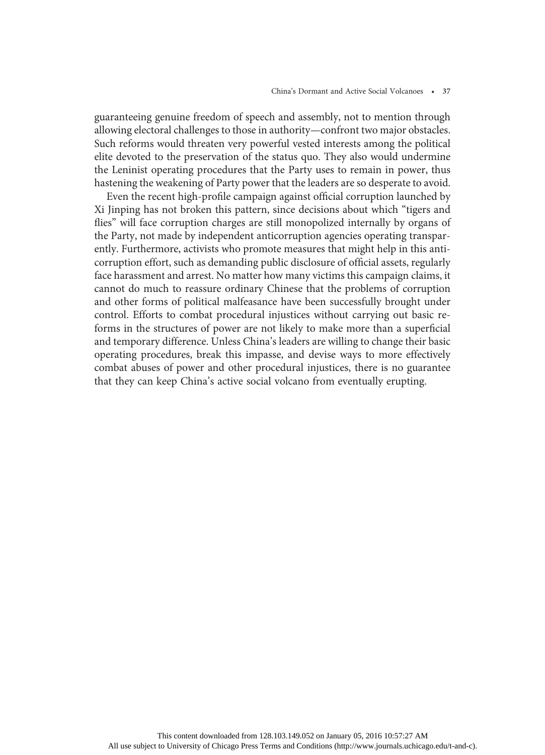guaranteeing genuine freedom of speech and assembly, not to mention through allowing electoral challenges to those in authority—confront two major obstacles. Such reforms would threaten very powerful vested interests among the political elite devoted to the preservation of the status quo. They also would undermine the Leninist operating procedures that the Party uses to remain in power, thus hastening the weakening of Party power that the leaders are so desperate to avoid.

Even the recent high-profile campaign against official corruption launched by Xi Jinping has not broken this pattern, since decisions about which "tigers and flies" will face corruption charges are still monopolized internally by organs of the Party, not made by independent anticorruption agencies operating transparently. Furthermore, activists who promote measures that might help in this anticorruption effort, such as demanding public disclosure of official assets, regularly face harassment and arrest. No matter how many victims this campaign claims, it cannot do much to reassure ordinary Chinese that the problems of corruption and other forms of political malfeasance have been successfully brought under control. Efforts to combat procedural injustices without carrying out basic reforms in the structures of power are not likely to make more than a superficial and temporary difference. Unless China's leaders are willing to change their basic operating procedures, break this impasse, and devise ways to more effectively combat abuses of power and other procedural injustices, there is no guarantee that they can keep China's active social volcano from eventually erupting.